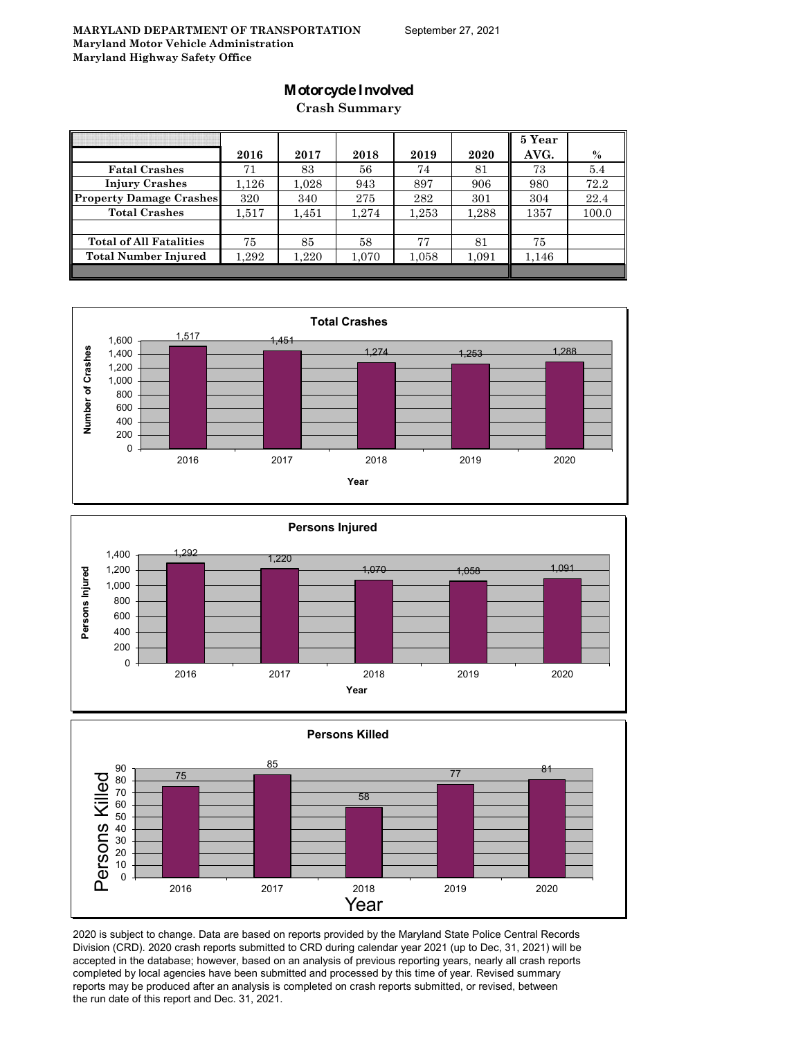**MARYLAND DEPARTMENT OF TRANSPORTATION**
**Maryland Motor Vehicle Administration**
**Maryland Highway Safety Office**

September 27, 2021

# Motorcycle Involved

## Crash Summary

| | 2016 | 2017 | 2018 | 2019 | 2020 | 5 Year AVG. | % |
|---|---|---|---|---|---|---|---|
| Fatal Crashes | 71 | 83 | 56 | 74 | 81 | 73 | 5.4 |
| Injury Crashes | 1,126 | 1,028 | 943 | 897 | 906 | 980 | 72.2 |
| Property Damage Crashes | 320 | 340 | 275 | 282 | 301 | 304 | 22.4 |
| Total Crashes | 1,517 | 1,451 | 1,274 | 1,253 | 1,288 | 1357 | 100.0 |
| | | | | | | | |
| Total of All Fatalities | 75 | 85 | 58 | 77 | 81 | 75 | |
| Total Number Injured | 1,292 | 1,220 | 1,070 | 1,058 | 1,091 | 1,146 | |

**Total Crashes**

| Year | 2016 | 2017 | 2018 | 2019 | 2020 |
|---|---|---|---|---|---|
| Number of Crashes | 1,517 | 1,451 | 1,274 | 1,253 | 1,288 |

**Persons Injured**

| Year | 2016 | 2017 | 2018 | 2019 | 2020 |
|---|---|---|---|---|---|
| Persons Injured | 1,292 | 1,220 | 1,070 | 1,058 | 1,091 |

**Persons Killed**

| Year | 2016 | 2017 | 2018 | 2019 | 2020 |
|---|---|---|---|---|---|
| Persons Killed | 75 | 85 | 58 | 77 | 81 |

2020 is subject to change. Data are based on reports provided by the Maryland State Police Central Records Division (CRD). 2020 crash reports submitted to CRD during calendar year 2021 (up to Dec, 31, 2021) will be accepted in the database; however, based on an analysis of previous reporting years, nearly all crash reports completed by local agencies have been submitted and processed by this time of year. Revised summary reports may be produced after an analysis is completed on crash reports submitted, or revised, between the run date of this report and Dec. 31, 2021.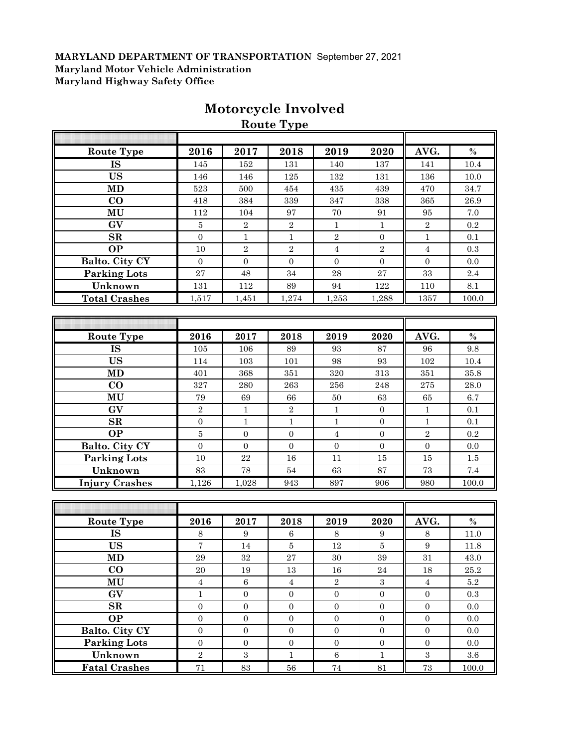**MARYLAND DEPARTMENT OF TRANSPORTATION** September 27, 2021
**Maryland Motor Vehicle Administration**
**Maryland Highway Safety Office**

# Motorcycle Involved

## Route Type

| Route Type | 2016 | 2017 | 2018 | 2019 | 2020 | AVG. | % |
|---|---|---|---|---|---|---|---|
| IS | 145 | 152 | 131 | 140 | 137 | 141 | 10.4 |
| US | 146 | 146 | 125 | 132 | 131 | 136 | 10.0 |
| MD | 523 | 500 | 454 | 435 | 439 | 470 | 34.7 |
| CO | 418 | 384 | 339 | 347 | 338 | 365 | 26.9 |
| MU | 112 | 104 | 97 | 70 | 91 | 95 | 7.0 |
| GV | 5 | 2 | 2 | 1 | 1 | 2 | 0.2 |
| SR | 0 | 1 | 1 | 2 | 0 | 1 | 0.1 |
| OP | 10 | 2 | 2 | 4 | 2 | 4 | 0.3 |
| Balto. City CY | 0 | 0 | 0 | 0 | 0 | 0 | 0.0 |
| Parking Lots | 27 | 48 | 34 | 28 | 27 | 33 | 2.4 |
| Unknown | 131 | 112 | 89 | 94 | 122 | 110 | 8.1 |
| Total Crashes | 1,517 | 1,451 | 1,274 | 1,253 | 1,288 | 1357 | 100.0 |

| Route Type | 2016 | 2017 | 2018 | 2019 | 2020 | AVG. | % |
|---|---|---|---|---|---|---|---|
| IS | 105 | 106 | 89 | 93 | 87 | 96 | 9.8 |
| US | 114 | 103 | 101 | 98 | 93 | 102 | 10.4 |
| MD | 401 | 368 | 351 | 320 | 313 | 351 | 35.8 |
| CO | 327 | 280 | 263 | 256 | 248 | 275 | 28.0 |
| MU | 79 | 69 | 66 | 50 | 63 | 65 | 6.7 |
| GV | 2 | 1 | 2 | 1 | 0 | 1 | 0.1 |
| SR | 0 | 1 | 1 | 1 | 0 | 1 | 0.1 |
| OP | 5 | 0 | 0 | 4 | 0 | 2 | 0.2 |
| Balto. City CY | 0 | 0 | 0 | 0 | 0 | 0 | 0.0 |
| Parking Lots | 10 | 22 | 16 | 11 | 15 | 15 | 1.5 |
| Unknown | 83 | 78 | 54 | 63 | 87 | 73 | 7.4 |
| Injury Crashes | 1,126 | 1,028 | 943 | 897 | 906 | 980 | 100.0 |

| Route Type | 2016 | 2017 | 2018 | 2019 | 2020 | AVG. | % |
|---|---|---|---|---|---|---|---|
| IS | 8 | 9 | 6 | 8 | 9 | 8 | 11.0 |
| US | 7 | 14 | 5 | 12 | 5 | 9 | 11.8 |
| MD | 29 | 32 | 27 | 30 | 39 | 31 | 43.0 |
| CO | 20 | 19 | 13 | 16 | 24 | 18 | 25.2 |
| MU | 4 | 6 | 4 | 2 | 3 | 4 | 5.2 |
| GV | 1 | 0 | 0 | 0 | 0 | 0 | 0.3 |
| SR | 0 | 0 | 0 | 0 | 0 | 0 | 0.0 |
| OP | 0 | 0 | 0 | 0 | 0 | 0 | 0.0 |
| Balto. City CY | 0 | 0 | 0 | 0 | 0 | 0 | 0.0 |
| Parking Lots | 0 | 0 | 0 | 0 | 0 | 0 | 0.0 |
| Unknown | 2 | 3 | 1 | 6 | 1 | 3 | 3.6 |
| Fatal Crashes | 71 | 83 | 56 | 74 | 81 | 73 | 100.0 |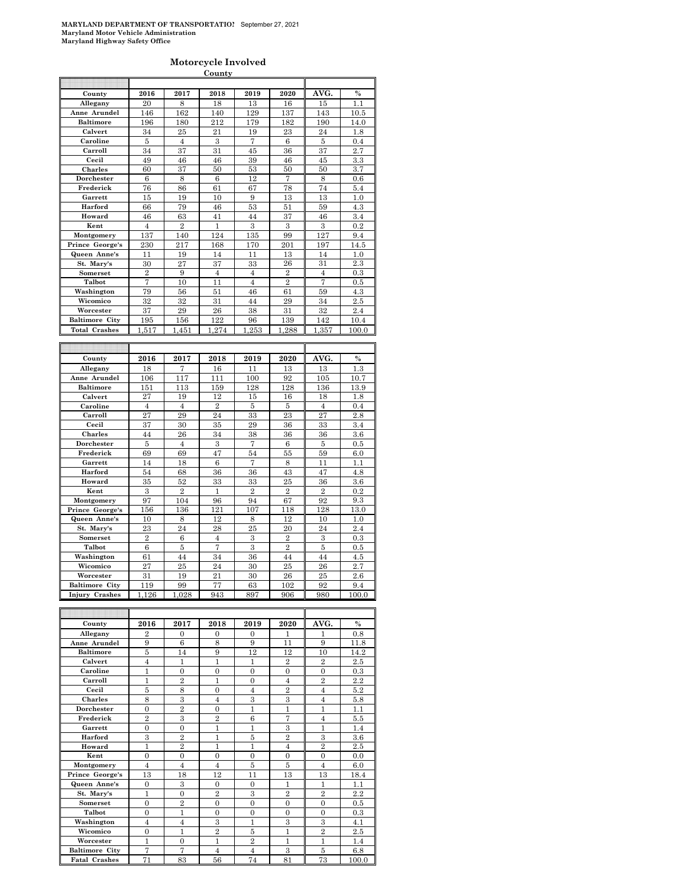**MARYLAND DEPARTMENT OF TRANSPORTATION** September 27, 2021
**Maryland Motor Vehicle Administration**
**Maryland Highway Safety Office**

## Motorcycle Involved

**County**

| County | 2016 | 2017 | 2018 | 2019 | 2020 | AVG. | % |
|---|---|---|---|---|---|---|---|
| Allegany | 20 | 8 | 18 | 13 | 16 | 15 | 1.1 |
| Anne Arundel | 146 | 162 | 140 | 129 | 137 | 143 | 10.5 |
| Baltimore | 196 | 180 | 212 | 179 | 182 | 190 | 14.0 |
| Calvert | 34 | 25 | 21 | 19 | 23 | 24 | 1.8 |
| Caroline | 5 | 4 | 3 | 7 | 6 | 5 | 0.4 |
| Carroll | 34 | 37 | 31 | 45 | 36 | 37 | 2.7 |
| Cecil | 49 | 46 | 46 | 39 | 46 | 45 | 3.3 |
| Charles | 60 | 37 | 50 | 53 | 50 | 50 | 3.7 |
| Dorchester | 6 | 8 | 6 | 12 | 7 | 8 | 0.6 |
| Frederick | 76 | 86 | 61 | 67 | 78 | 74 | 5.4 |
| Garrett | 15 | 19 | 10 | 9 | 13 | 13 | 1.0 |
| Harford | 66 | 79 | 46 | 53 | 51 | 59 | 4.3 |
| Howard | 46 | 63 | 41 | 44 | 37 | 46 | 3.4 |
| Kent | 4 | 2 | 1 | 3 | 3 | 3 | 0.2 |
| Montgomery | 137 | 140 | 124 | 135 | 99 | 127 | 9.4 |
| Prince George's | 230 | 217 | 168 | 170 | 201 | 197 | 14.5 |
| Queen Anne's | 11 | 19 | 14 | 11 | 13 | 14 | 1.0 |
| St. Mary's | 30 | 27 | 37 | 33 | 26 | 31 | 2.3 |
| Somerset | 2 | 9 | 4 | 4 | 2 | 4 | 0.3 |
| Talbot | 7 | 10 | 11 | 4 | 2 | 7 | 0.5 |
| Washington | 79 | 56 | 51 | 46 | 61 | 59 | 4.3 |
| Wicomico | 32 | 32 | 31 | 44 | 29 | 34 | 2.5 |
| Worcester | 37 | 29 | 26 | 38 | 31 | 32 | 2.4 |
| Baltimore City | 195 | 156 | 122 | 96 | 139 | 142 | 10.4 |
| Total Crashes | 1,517 | 1,451 | 1,274 | 1,253 | 1,288 | 1,357 | 100.0 |

| County | 2016 | 2017 | 2018 | 2019 | 2020 | AVG. | % |
|---|---|---|---|---|---|---|---|
| Allegany | 18 | 7 | 16 | 11 | 13 | 13 | 1.3 |
| Anne Arundel | 106 | 117 | 111 | 100 | 92 | 105 | 10.7 |
| Baltimore | 151 | 113 | 159 | 128 | 128 | 136 | 13.9 |
| Calvert | 27 | 19 | 12 | 15 | 16 | 18 | 1.8 |
| Caroline | 4 | 4 | 2 | 5 | 5 | 4 | 0.4 |
| Carroll | 27 | 29 | 24 | 33 | 23 | 27 | 2.8 |
| Cecil | 37 | 30 | 35 | 29 | 36 | 33 | 3.4 |
| Charles | 44 | 26 | 34 | 38 | 36 | 36 | 3.6 |
| Dorchester | 5 | 4 | 3 | 7 | 6 | 5 | 0.5 |
| Frederick | 69 | 69 | 47 | 54 | 55 | 59 | 6.0 |
| Garrett | 14 | 18 | 6 | 7 | 8 | 11 | 1.1 |
| Harford | 54 | 68 | 36 | 36 | 43 | 47 | 4.8 |
| Howard | 35 | 52 | 33 | 33 | 25 | 36 | 3.6 |
| Kent | 3 | 2 | 1 | 2 | 2 | 2 | 0.2 |
| Montgomery | 97 | 104 | 96 | 94 | 67 | 92 | 9.3 |
| Prince George's | 156 | 136 | 121 | 107 | 118 | 128 | 13.0 |
| Queen Anne's | 10 | 8 | 12 | 8 | 12 | 10 | 1.0 |
| St. Mary's | 23 | 24 | 28 | 25 | 20 | 24 | 2.4 |
| Somerset | 2 | 6 | 4 | 3 | 2 | 3 | 0.3 |
| Talbot | 6 | 5 | 7 | 3 | 2 | 5 | 0.5 |
| Washington | 61 | 44 | 34 | 36 | 44 | 44 | 4.5 |
| Wicomico | 27 | 25 | 24 | 30 | 25 | 26 | 2.7 |
| Worcester | 31 | 19 | 21 | 30 | 26 | 25 | 2.6 |
| Baltimore City | 119 | 99 | 77 | 63 | 102 | 92 | 9.4 |
| Injury Crashes | 1,126 | 1,028 | 943 | 897 | 906 | 980 | 100.0 |

| County | 2016 | 2017 | 2018 | 2019 | 2020 | AVG. | % |
|---|---|---|---|---|---|---|---|
| Allegany | 2 | 0 | 0 | 0 | 1 | 1 | 0.8 |
| Anne Arundel | 9 | 6 | 8 | 9 | 11 | 9 | 11.8 |
| Baltimore | 5 | 14 | 9 | 12 | 12 | 10 | 14.2 |
| Calvert | 4 | 1 | 1 | 1 | 2 | 2 | 2.5 |
| Caroline | 1 | 0 | 0 | 0 | 0 | 0 | 0.3 |
| Carroll | 1 | 2 | 1 | 0 | 4 | 2 | 2.2 |
| Cecil | 5 | 8 | 0 | 4 | 2 | 4 | 5.2 |
| Charles | 8 | 3 | 4 | 3 | 3 | 4 | 5.8 |
| Dorchester | 0 | 2 | 0 | 1 | 1 | 1 | 1.1 |
| Frederick | 2 | 3 | 2 | 6 | 7 | 4 | 5.5 |
| Garrett | 0 | 0 | 1 | 1 | 3 | 1 | 1.4 |
| Harford | 3 | 2 | 1 | 5 | 2 | 3 | 3.6 |
| Howard | 1 | 2 | 1 | 1 | 4 | 2 | 2.5 |
| Kent | 0 | 0 | 0 | 0 | 0 | 0 | 0.0 |
| Montgomery | 4 | 4 | 4 | 5 | 5 | 4 | 6.0 |
| Prince George's | 13 | 18 | 12 | 11 | 13 | 13 | 18.4 |
| Queen Anne's | 0 | 3 | 0 | 0 | 1 | 1 | 1.1 |
| St. Mary's | 1 | 0 | 2 | 3 | 2 | 2 | 2.2 |
| Somerset | 0 | 2 | 0 | 0 | 0 | 0 | 0.5 |
| Talbot | 0 | 1 | 0 | 0 | 0 | 0 | 0.3 |
| Washington | 4 | 4 | 3 | 1 | 3 | 3 | 4.1 |
| Wicomico | 0 | 1 | 2 | 5 | 1 | 2 | 2.5 |
| Worcester | 1 | 0 | 1 | 2 | 1 | 1 | 1.4 |
| Baltimore City | 7 | 7 | 4 | 4 | 3 | 5 | 6.8 |
| Fatal Crashes | 71 | 83 | 56 | 74 | 81 | 73 | 100.0 |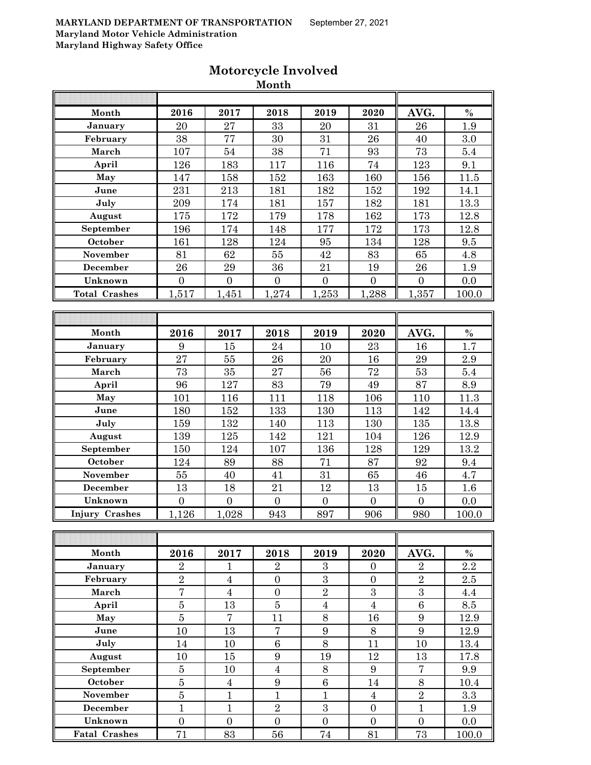**MARYLAND DEPARTMENT OF TRANSPORTATION** September 27, 2021
**Maryland Motor Vehicle Administration**
**Maryland Highway Safety Office**

## Motorcycle Involved

### Month

| Month | 2016 | 2017 | 2018 | 2019 | 2020 | AVG. | % |
|---|---|---|---|---|---|---|---|
| January | 20 | 27 | 33 | 20 | 31 | 26 | 1.9 |
| February | 38 | 77 | 30 | 31 | 26 | 40 | 3.0 |
| March | 107 | 54 | 38 | 71 | 93 | 73 | 5.4 |
| April | 126 | 183 | 117 | 116 | 74 | 123 | 9.1 |
| May | 147 | 158 | 152 | 163 | 160 | 156 | 11.5 |
| June | 231 | 213 | 181 | 182 | 152 | 192 | 14.1 |
| July | 209 | 174 | 181 | 157 | 182 | 181 | 13.3 |
| August | 175 | 172 | 179 | 178 | 162 | 173 | 12.8 |
| September | 196 | 174 | 148 | 177 | 172 | 173 | 12.8 |
| October | 161 | 128 | 124 | 95 | 134 | 128 | 9.5 |
| November | 81 | 62 | 55 | 42 | 83 | 65 | 4.8 |
| December | 26 | 29 | 36 | 21 | 19 | 26 | 1.9 |
| Unknown | 0 | 0 | 0 | 0 | 0 | 0 | 0.0 |
| Total Crashes | 1,517 | 1,451 | 1,274 | 1,253 | 1,288 | 1,357 | 100.0 |

| Month | 2016 | 2017 | 2018 | 2019 | 2020 | AVG. | % |
|---|---|---|---|---|---|---|---|
| January | 9 | 15 | 24 | 10 | 23 | 16 | 1.7 |
| February | 27 | 55 | 26 | 20 | 16 | 29 | 2.9 |
| March | 73 | 35 | 27 | 56 | 72 | 53 | 5.4 |
| April | 96 | 127 | 83 | 79 | 49 | 87 | 8.9 |
| May | 101 | 116 | 111 | 118 | 106 | 110 | 11.3 |
| June | 180 | 152 | 133 | 130 | 113 | 142 | 14.4 |
| July | 159 | 132 | 140 | 113 | 130 | 135 | 13.8 |
| August | 139 | 125 | 142 | 121 | 104 | 126 | 12.9 |
| September | 150 | 124 | 107 | 136 | 128 | 129 | 13.2 |
| October | 124 | 89 | 88 | 71 | 87 | 92 | 9.4 |
| November | 55 | 40 | 41 | 31 | 65 | 46 | 4.7 |
| December | 13 | 18 | 21 | 12 | 13 | 15 | 1.6 |
| Unknown | 0 | 0 | 0 | 0 | 0 | 0 | 0.0 |
| Injury Crashes | 1,126 | 1,028 | 943 | 897 | 906 | 980 | 100.0 |

| Month | 2016 | 2017 | 2018 | 2019 | 2020 | AVG. | % |
|---|---|---|---|---|---|---|---|
| January | 2 | 1 | 2 | 3 | 0 | 2 | 2.2 |
| February | 2 | 4 | 0 | 3 | 0 | 2 | 2.5 |
| March | 7 | 4 | 0 | 2 | 3 | 3 | 4.4 |
| April | 5 | 13 | 5 | 4 | 4 | 6 | 8.5 |
| May | 5 | 7 | 11 | 8 | 16 | 9 | 12.9 |
| June | 10 | 13 | 7 | 9 | 8 | 9 | 12.9 |
| July | 14 | 10 | 6 | 8 | 11 | 10 | 13.4 |
| August | 10 | 15 | 9 | 19 | 12 | 13 | 17.8 |
| September | 5 | 10 | 4 | 8 | 9 | 7 | 9.9 |
| October | 5 | 4 | 9 | 6 | 14 | 8 | 10.4 |
| November | 5 | 1 | 1 | 1 | 4 | 2 | 3.3 |
| December | 1 | 1 | 2 | 3 | 0 | 1 | 1.9 |
| Unknown | 0 | 0 | 0 | 0 | 0 | 0 | 0.0 |
| Fatal Crashes | 71 | 83 | 56 | 74 | 81 | 73 | 100.0 |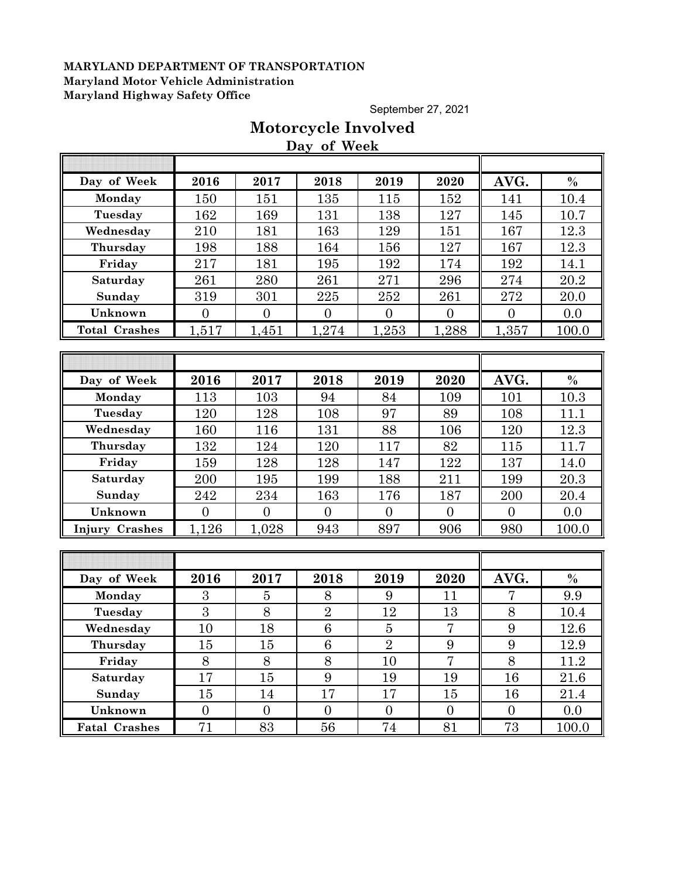**MARYLAND DEPARTMENT OF TRANSPORTATION**
**Maryland Motor Vehicle Administration**
**Maryland Highway Safety Office**

September 27, 2021

# Motorcycle Involved

## Day of Week

| Day of Week | 2016 | 2017 | 2018 | 2019 | 2020 | AVG. | % |
|---|---|---|---|---|---|---|---|
| Monday | 150 | 151 | 135 | 115 | 152 | 141 | 10.4 |
| Tuesday | 162 | 169 | 131 | 138 | 127 | 145 | 10.7 |
| Wednesday | 210 | 181 | 163 | 129 | 151 | 167 | 12.3 |
| Thursday | 198 | 188 | 164 | 156 | 127 | 167 | 12.3 |
| Friday | 217 | 181 | 195 | 192 | 174 | 192 | 14.1 |
| Saturday | 261 | 280 | 261 | 271 | 296 | 274 | 20.2 |
| Sunday | 319 | 301 | 225 | 252 | 261 | 272 | 20.0 |
| Unknown | 0 | 0 | 0 | 0 | 0 | 0 | 0.0 |
| Total Crashes | 1,517 | 1,451 | 1,274 | 1,253 | 1,288 | 1,357 | 100.0 |

| Day of Week | 2016 | 2017 | 2018 | 2019 | 2020 | AVG. | % |
|---|---|---|---|---|---|---|---|
| Monday | 113 | 103 | 94 | 84 | 109 | 101 | 10.3 |
| Tuesday | 120 | 128 | 108 | 97 | 89 | 108 | 11.1 |
| Wednesday | 160 | 116 | 131 | 88 | 106 | 120 | 12.3 |
| Thursday | 132 | 124 | 120 | 117 | 82 | 115 | 11.7 |
| Friday | 159 | 128 | 128 | 147 | 122 | 137 | 14.0 |
| Saturday | 200 | 195 | 199 | 188 | 211 | 199 | 20.3 |
| Sunday | 242 | 234 | 163 | 176 | 187 | 200 | 20.4 |
| Unknown | 0 | 0 | 0 | 0 | 0 | 0 | 0.0 |
| Injury Crashes | 1,126 | 1,028 | 943 | 897 | 906 | 980 | 100.0 |

| Day of Week | 2016 | 2017 | 2018 | 2019 | 2020 | AVG. | % |
|---|---|---|---|---|---|---|---|
| Monday | 3 | 5 | 8 | 9 | 11 | 7 | 9.9 |
| Tuesday | 3 | 8 | 2 | 12 | 13 | 8 | 10.4 |
| Wednesday | 10 | 18 | 6 | 5 | 7 | 9 | 12.6 |
| Thursday | 15 | 15 | 6 | 2 | 9 | 9 | 12.9 |
| Friday | 8 | 8 | 8 | 10 | 7 | 8 | 11.2 |
| Saturday | 17 | 15 | 9 | 19 | 19 | 16 | 21.6 |
| Sunday | 15 | 14 | 17 | 17 | 15 | 16 | 21.4 |
| Unknown | 0 | 0 | 0 | 0 | 0 | 0 | 0.0 |
| Fatal Crashes | 71 | 83 | 56 | 74 | 81 | 73 | 100.0 |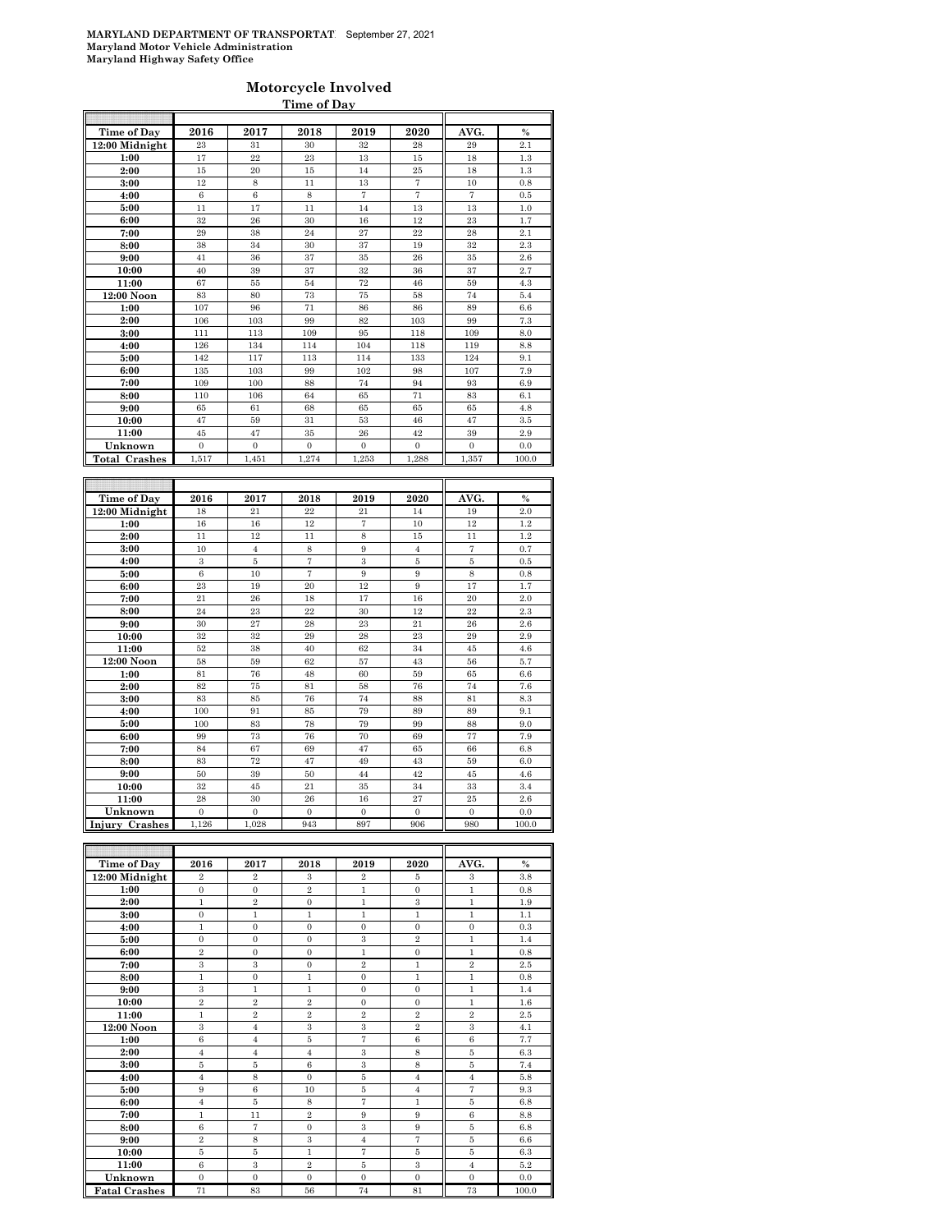**MARYLAND DEPARTMENT OF TRANSPORTAT** September 27, 2021
**Maryland Motor Vehicle Administration**
**Maryland Highway Safety Office**

## Motorcycle Involved

### Time of Day

| Time of Day | 2016 | 2017 | 2018 | 2019 | 2020 | AVG. | % |
|---|---|---|---|---|---|---|---|
| 12:00 Midnight | 23 | 31 | 30 | 32 | 28 | 29 | 2.1 |
| 1:00 | 17 | 22 | 23 | 13 | 15 | 18 | 1.3 |
| 2:00 | 15 | 20 | 15 | 14 | 25 | 18 | 1.3 |
| 3:00 | 12 | 8 | 11 | 13 | 7 | 10 | 0.8 |
| 4:00 | 6 | 6 | 8 | 7 | 7 | 7 | 0.5 |
| 5:00 | 11 | 17 | 11 | 14 | 13 | 13 | 1.0 |
| 6:00 | 32 | 26 | 30 | 16 | 12 | 23 | 1.7 |
| 7:00 | 29 | 38 | 24 | 27 | 22 | 28 | 2.1 |
| 8:00 | 38 | 34 | 30 | 37 | 19 | 32 | 2.3 |
| 9:00 | 41 | 36 | 37 | 35 | 26 | 35 | 2.6 |
| 10:00 | 40 | 39 | 37 | 32 | 36 | 37 | 2.7 |
| 11:00 | 67 | 55 | 54 | 72 | 46 | 59 | 4.3 |
| 12:00 Noon | 83 | 80 | 73 | 75 | 58 | 74 | 5.4 |
| 1:00 | 107 | 96 | 71 | 86 | 86 | 89 | 6.6 |
| 2:00 | 106 | 103 | 99 | 82 | 103 | 99 | 7.3 |
| 3:00 | 111 | 113 | 109 | 95 | 118 | 109 | 8.0 |
| 4:00 | 126 | 134 | 114 | 104 | 118 | 119 | 8.8 |
| 5:00 | 142 | 117 | 113 | 114 | 133 | 124 | 9.1 |
| 6:00 | 135 | 103 | 99 | 102 | 98 | 107 | 7.9 |
| 7:00 | 109 | 100 | 88 | 74 | 94 | 93 | 6.9 |
| 8:00 | 110 | 106 | 64 | 65 | 71 | 83 | 6.1 |
| 9:00 | 65 | 61 | 68 | 65 | 65 | 65 | 4.8 |
| 10:00 | 47 | 59 | 31 | 53 | 46 | 47 | 3.5 |
| 11:00 | 45 | 47 | 35 | 26 | 42 | 39 | 2.9 |
| Unknown | 0 | 0 | 0 | 0 | 0 | 0 | 0.0 |
| **Total Crashes** | 1,517 | 1,451 | 1,274 | 1,253 | 1,288 | 1,357 | 100.0 |

| Time of Day | 2016 | 2017 | 2018 | 2019 | 2020 | AVG. | % |
|---|---|---|---|---|---|---|---|
| 12:00 Midnight | 18 | 21 | 22 | 21 | 14 | 19 | 2.0 |
| 1:00 | 16 | 16 | 12 | 7 | 10 | 12 | 1.2 |
| 2:00 | 11 | 12 | 11 | 8 | 15 | 11 | 1.2 |
| 3:00 | 10 | 4 | 8 | 9 | 4 | 7 | 0.7 |
| 4:00 | 3 | 5 | 7 | 3 | 5 | 5 | 0.5 |
| 5:00 | 6 | 10 | 7 | 9 | 9 | 8 | 0.8 |
| 6:00 | 23 | 19 | 20 | 12 | 9 | 17 | 1.7 |
| 7:00 | 21 | 26 | 18 | 17 | 16 | 20 | 2.0 |
| 8:00 | 24 | 23 | 22 | 30 | 12 | 22 | 2.3 |
| 9:00 | 30 | 27 | 28 | 23 | 21 | 26 | 2.6 |
| 10:00 | 32 | 32 | 29 | 28 | 23 | 29 | 2.9 |
| 11:00 | 52 | 38 | 40 | 62 | 34 | 45 | 4.6 |
| 12:00 Noon | 58 | 59 | 62 | 57 | 43 | 56 | 5.7 |
| 1:00 | 81 | 76 | 48 | 60 | 59 | 65 | 6.6 |
| 2:00 | 82 | 75 | 81 | 58 | 76 | 74 | 7.6 |
| 3:00 | 83 | 85 | 76 | 74 | 88 | 81 | 8.3 |
| 4:00 | 100 | 91 | 85 | 79 | 89 | 89 | 9.1 |
| 5:00 | 100 | 83 | 78 | 79 | 99 | 88 | 9.0 |
| 6:00 | 99 | 73 | 76 | 70 | 69 | 77 | 7.9 |
| 7:00 | 84 | 67 | 69 | 47 | 65 | 66 | 6.8 |
| 8:00 | 83 | 72 | 47 | 49 | 43 | 59 | 6.0 |
| 9:00 | 50 | 39 | 50 | 44 | 42 | 45 | 4.6 |
| 10:00 | 32 | 45 | 21 | 35 | 34 | 33 | 3.4 |
| 11:00 | 28 | 30 | 26 | 16 | 27 | 25 | 2.6 |
| Unknown | 0 | 0 | 0 | 0 | 0 | 0 | 0.0 |
| **Injury Crashes** | 1,126 | 1,028 | 943 | 897 | 906 | 980 | 100.0 |

| Time of Day | 2016 | 2017 | 2018 | 2019 | 2020 | AVG. | % |
|---|---|---|---|---|---|---|---|
| 12:00 Midnight | 2 | 2 | 3 | 2 | 5 | 3 | 3.8 |
| 1:00 | 0 | 0 | 2 | 1 | 0 | 1 | 0.8 |
| 2:00 | 1 | 2 | 0 | 1 | 3 | 1 | 1.9 |
| 3:00 | 0 | 1 | 1 | 1 | 1 | 1 | 1.1 |
| 4:00 | 1 | 0 | 0 | 0 | 0 | 0 | 0.3 |
| 5:00 | 0 | 0 | 0 | 3 | 2 | 1 | 1.4 |
| 6:00 | 2 | 0 | 0 | 1 | 0 | 1 | 0.8 |
| 7:00 | 3 | 3 | 0 | 2 | 1 | 2 | 2.5 |
| 8:00 | 1 | 0 | 1 | 0 | 1 | 1 | 0.8 |
| 9:00 | 3 | 1 | 1 | 0 | 0 | 1 | 1.4 |
| 10:00 | 2 | 2 | 2 | 0 | 0 | 1 | 1.6 |
| 11:00 | 1 | 2 | 2 | 2 | 2 | 2 | 2.5 |
| 12:00 Noon | 3 | 4 | 3 | 3 | 2 | 3 | 4.1 |
| 1:00 | 6 | 4 | 5 | 7 | 6 | 6 | 7.7 |
| 2:00 | 4 | 4 | 4 | 3 | 8 | 5 | 6.3 |
| 3:00 | 5 | 5 | 6 | 3 | 8 | 5 | 7.4 |
| 4:00 | 4 | 8 | 0 | 5 | 4 | 4 | 5.8 |
| 5:00 | 9 | 6 | 10 | 5 | 4 | 7 | 9.3 |
| 6:00 | 4 | 5 | 8 | 7 | 1 | 5 | 6.8 |
| 7:00 | 1 | 11 | 2 | 9 | 9 | 6 | 8.8 |
| 8:00 | 6 | 7 | 0 | 3 | 9 | 5 | 6.8 |
| 9:00 | 2 | 8 | 3 | 4 | 7 | 5 | 6.6 |
| 10:00 | 5 | 5 | 1 | 7 | 5 | 5 | 6.3 |
| 11:00 | 6 | 3 | 2 | 5 | 3 | 4 | 5.2 |
| Unknown | 0 | 0 | 0 | 0 | 0 | 0 | 0.0 |
| **Fatal Crashes** | 71 | 83 | 56 | 74 | 81 | 73 | 100.0 |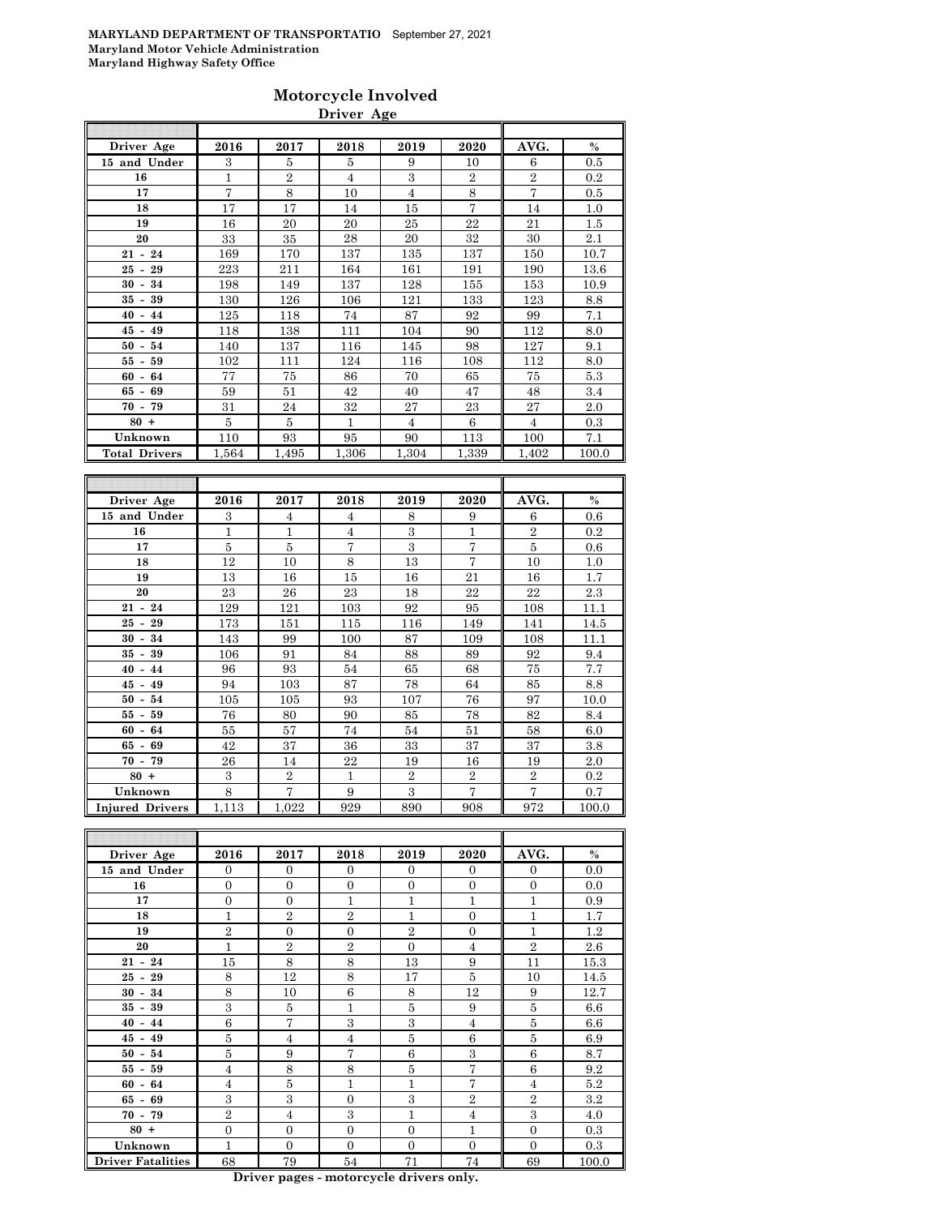**MARYLAND DEPARTMENT OF TRANSPORTATIO** September 27, 2021
**Maryland Motor Vehicle Administration**
**Maryland Highway Safety Office**

## Motorcycle Involved

### Driver Age

| Driver Age | 2016 | 2017 | 2018 | 2019 | 2020 | AVG. | % |
|---|---|---|---|---|---|---|---|
| 15 and Under | 3 | 5 | 5 | 9 | 10 | 6 | 0.5 |
| 16 | 1 | 2 | 4 | 3 | 2 | 2 | 0.2 |
| 17 | 7 | 8 | 10 | 4 | 8 | 7 | 0.5 |
| 18 | 17 | 17 | 14 | 15 | 7 | 14 | 1.0 |
| 19 | 16 | 20 | 20 | 25 | 22 | 21 | 1.5 |
| 20 | 33 | 35 | 28 | 20 | 32 | 30 | 2.1 |
| 21 - 24 | 169 | 170 | 137 | 135 | 137 | 150 | 10.7 |
| 25 - 29 | 223 | 211 | 164 | 161 | 191 | 190 | 13.6 |
| 30 - 34 | 198 | 149 | 137 | 128 | 155 | 153 | 10.9 |
| 35 - 39 | 130 | 126 | 106 | 121 | 133 | 123 | 8.8 |
| 40 - 44 | 125 | 118 | 74 | 87 | 92 | 99 | 7.1 |
| 45 - 49 | 118 | 138 | 111 | 104 | 90 | 112 | 8.0 |
| 50 - 54 | 140 | 137 | 116 | 145 | 98 | 127 | 9.1 |
| 55 - 59 | 102 | 111 | 124 | 116 | 108 | 112 | 8.0 |
| 60 - 64 | 77 | 75 | 86 | 70 | 65 | 75 | 5.3 |
| 65 - 69 | 59 | 51 | 42 | 40 | 47 | 48 | 3.4 |
| 70 - 79 | 31 | 24 | 32 | 27 | 23 | 27 | 2.0 |
| 80 + | 5 | 5 | 1 | 4 | 6 | 4 | 0.3 |
| Unknown | 110 | 93 | 95 | 90 | 113 | 100 | 7.1 |
| Total Drivers | 1,564 | 1,495 | 1,306 | 1,304 | 1,339 | 1,402 | 100.0 |

| Driver Age | 2016 | 2017 | 2018 | 2019 | 2020 | AVG. | % |
|---|---|---|---|---|---|---|---|
| 15 and Under | 3 | 4 | 4 | 8 | 9 | 6 | 0.6 |
| 16 | 1 | 1 | 4 | 3 | 1 | 2 | 0.2 |
| 17 | 5 | 5 | 7 | 3 | 7 | 5 | 0.6 |
| 18 | 12 | 10 | 8 | 13 | 7 | 10 | 1.0 |
| 19 | 13 | 16 | 15 | 16 | 21 | 16 | 1.7 |
| 20 | 23 | 26 | 23 | 18 | 22 | 22 | 2.3 |
| 21 - 24 | 129 | 121 | 103 | 92 | 95 | 108 | 11.1 |
| 25 - 29 | 173 | 151 | 115 | 116 | 149 | 141 | 14.5 |
| 30 - 34 | 143 | 99 | 100 | 87 | 109 | 108 | 11.1 |
| 35 - 39 | 106 | 91 | 84 | 88 | 89 | 92 | 9.4 |
| 40 - 44 | 96 | 93 | 54 | 65 | 68 | 75 | 7.7 |
| 45 - 49 | 94 | 103 | 87 | 78 | 64 | 85 | 8.8 |
| 50 - 54 | 105 | 105 | 93 | 107 | 76 | 97 | 10.0 |
| 55 - 59 | 76 | 80 | 90 | 85 | 78 | 82 | 8.4 |
| 60 - 64 | 55 | 57 | 74 | 54 | 51 | 58 | 6.0 |
| 65 - 69 | 42 | 37 | 36 | 33 | 37 | 37 | 3.8 |
| 70 - 79 | 26 | 14 | 22 | 19 | 16 | 19 | 2.0 |
| 80 + | 3 | 2 | 1 | 2 | 2 | 2 | 0.2 |
| Unknown | 8 | 7 | 9 | 3 | 7 | 7 | 0.7 |
| Injured Drivers | 1,113 | 1,022 | 929 | 890 | 908 | 972 | 100.0 |

| Driver Age | 2016 | 2017 | 2018 | 2019 | 2020 | AVG. | % |
|---|---|---|---|---|---|---|---|
| 15 and Under | 0 | 0 | 0 | 0 | 0 | 0 | 0.0 |
| 16 | 0 | 0 | 0 | 0 | 0 | 0 | 0.0 |
| 17 | 0 | 0 | 1 | 1 | 1 | 1 | 0.9 |
| 18 | 1 | 2 | 2 | 1 | 0 | 1 | 1.7 |
| 19 | 2 | 0 | 0 | 2 | 0 | 1 | 1.2 |
| 20 | 1 | 2 | 2 | 0 | 4 | 2 | 2.6 |
| 21 - 24 | 15 | 8 | 8 | 13 | 9 | 11 | 15.3 |
| 25 - 29 | 8 | 12 | 8 | 17 | 5 | 10 | 14.5 |
| 30 - 34 | 8 | 10 | 6 | 8 | 12 | 9 | 12.7 |
| 35 - 39 | 3 | 5 | 1 | 5 | 9 | 5 | 6.6 |
| 40 - 44 | 6 | 7 | 3 | 3 | 4 | 5 | 6.6 |
| 45 - 49 | 5 | 4 | 4 | 5 | 6 | 5 | 6.9 |
| 50 - 54 | 5 | 9 | 7 | 6 | 3 | 6 | 8.7 |
| 55 - 59 | 4 | 8 | 8 | 5 | 7 | 6 | 9.2 |
| 60 - 64 | 4 | 5 | 1 | 1 | 7 | 4 | 5.2 |
| 65 - 69 | 3 | 3 | 0 | 3 | 2 | 2 | 3.2 |
| 70 - 79 | 2 | 4 | 3 | 1 | 4 | 3 | 4.0 |
| 80 + | 0 | 0 | 0 | 0 | 1 | 0 | 0.3 |
| Unknown | 1 | 0 | 0 | 0 | 0 | 0 | 0.3 |
| Driver Fatalities | 68 | 79 | 54 | 71 | 74 | 69 | 100.0 |

**Driver pages - motorcycle drivers only.**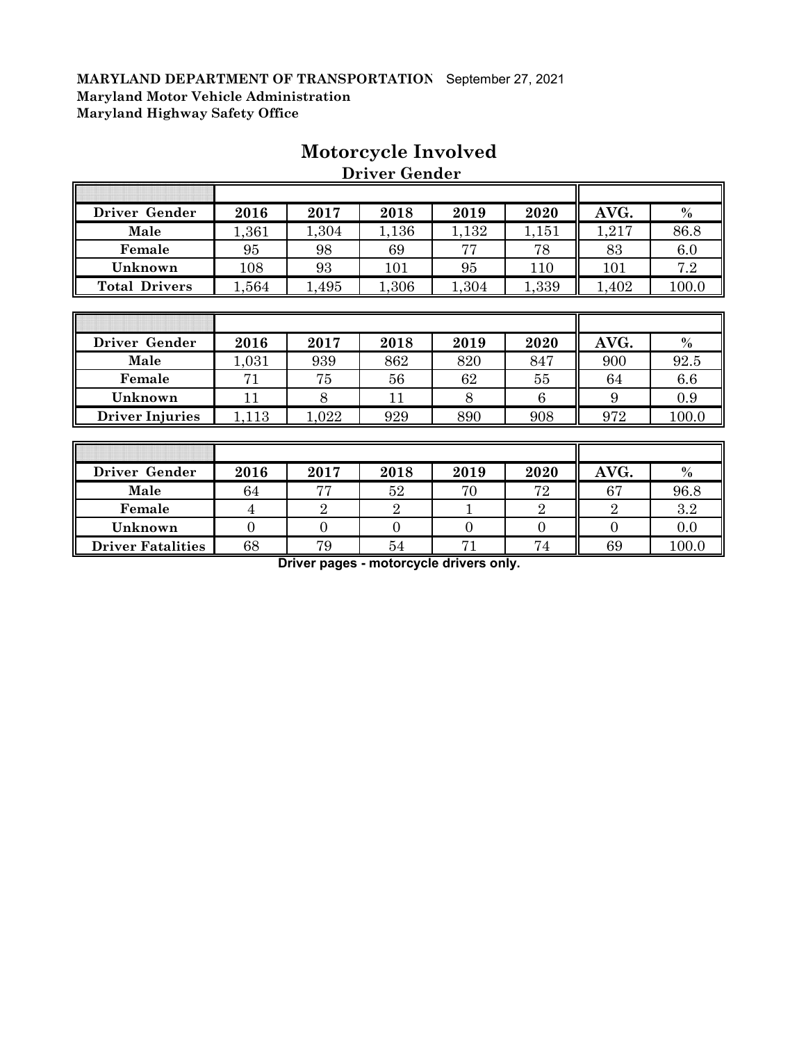**MARYLAND DEPARTMENT OF TRANSPORTATION** September 27, 2021
**Maryland Motor Vehicle Administration**
**Maryland Highway Safety Office**

# Motorcycle Involved

## Driver Gender

| Driver Gender | 2016 | 2017 | 2018 | 2019 | 2020 | AVG. | % |
|---|---|---|---|---|---|---|---|
| Male | 1,361 | 1,304 | 1,136 | 1,132 | 1,151 | 1,217 | 86.8 |
| Female | 95 | 98 | 69 | 77 | 78 | 83 | 6.0 |
| Unknown | 108 | 93 | 101 | 95 | 110 | 101 | 7.2 |
| Total Drivers | 1,564 | 1,495 | 1,306 | 1,304 | 1,339 | 1,402 | 100.0 |

| Driver Gender | 2016 | 2017 | 2018 | 2019 | 2020 | AVG. | % |
|---|---|---|---|---|---|---|---|
| Male | 1,031 | 939 | 862 | 820 | 847 | 900 | 92.5 |
| Female | 71 | 75 | 56 | 62 | 55 | 64 | 6.6 |
| Unknown | 11 | 8 | 11 | 8 | 6 | 9 | 0.9 |
| Driver Injuries | 1,113 | 1,022 | 929 | 890 | 908 | 972 | 100.0 |

| Driver Gender | 2016 | 2017 | 2018 | 2019 | 2020 | AVG. | % |
|---|---|---|---|---|---|---|---|
| Male | 64 | 77 | 52 | 70 | 72 | 67 | 96.8 |
| Female | 4 | 2 | 2 | 1 | 2 | 2 | 3.2 |
| Unknown | 0 | 0 | 0 | 0 | 0 | 0 | 0.0 |
| Driver Fatalities | 68 | 79 | 54 | 71 | 74 | 69 | 100.0 |

**Driver pages - motorcycle drivers only.**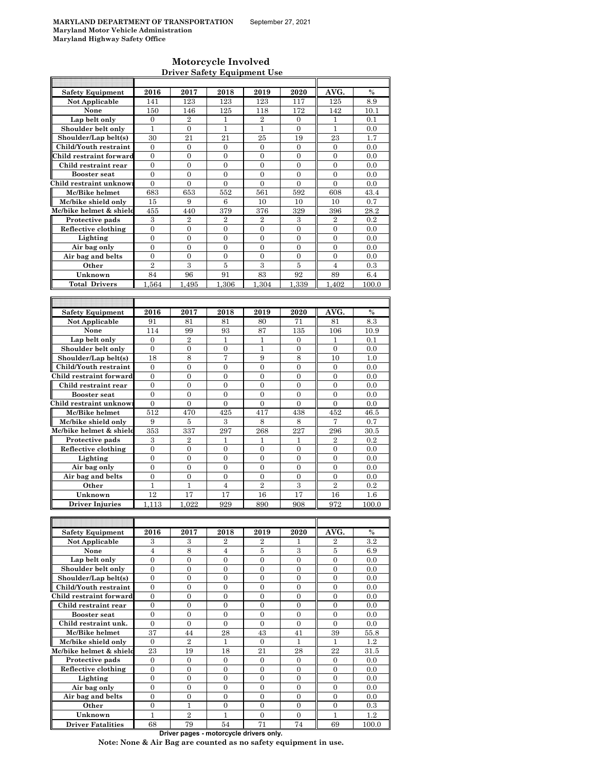**MARYLAND DEPARTMENT OF TRANSPORTATION** September 27, 2021
**Maryland Motor Vehicle Administration**
**Maryland Highway Safety Office**

## Motorcycle Involved
### Driver Safety Equipment Use

| Safety Equipment | 2016 | 2017 | 2018 | 2019 | 2020 | AVG. | % |
|---|---|---|---|---|---|---|---|
| Not Applicable | 141 | 123 | 123 | 123 | 117 | 125 | 8.9 |
| None | 150 | 146 | 125 | 118 | 172 | 142 | 10.1 |
| Lap belt only | 0 | 2 | 1 | 2 | 0 | 1 | 0.1 |
| Shoulder belt only | 1 | 0 | 1 | 1 | 0 | 1 | 0.0 |
| Shoulder/Lap belt(s) | 30 | 21 | 21 | 25 | 19 | 23 | 1.7 |
| Child/Youth restraint | 0 | 0 | 0 | 0 | 0 | 0 | 0.0 |
| Child restraint forward | 0 | 0 | 0 | 0 | 0 | 0 | 0.0 |
| Child restraint rear | 0 | 0 | 0 | 0 | 0 | 0 | 0.0 |
| Booster seat | 0 | 0 | 0 | 0 | 0 | 0 | 0.0 |
| Child restraint unknown | 0 | 0 | 0 | 0 | 0 | 0 | 0.0 |
| Mc/Bike helmet | 683 | 653 | 552 | 561 | 592 | 608 | 43.4 |
| Mc/bike shield only | 15 | 9 | 6 | 10 | 10 | 10 | 0.7 |
| Mc/bike helmet & shield | 455 | 440 | 379 | 376 | 329 | 396 | 28.2 |
| Protective pads | 3 | 2 | 2 | 2 | 3 | 2 | 0.2 |
| Reflective clothing | 0 | 0 | 0 | 0 | 0 | 0 | 0.0 |
| Lighting | 0 | 0 | 0 | 0 | 0 | 0 | 0.0 |
| Air bag only | 0 | 0 | 0 | 0 | 0 | 0 | 0.0 |
| Air bag and belts | 0 | 0 | 0 | 0 | 0 | 0 | 0.0 |
| Other | 2 | 3 | 5 | 3 | 5 | 4 | 0.3 |
| Unknown | 84 | 96 | 91 | 83 | 92 | 89 | 6.4 |
| Total Drivers | 1,564 | 1,495 | 1,306 | 1,304 | 1,339 | 1,402 | 100.0 |

| Safety Equipment | 2016 | 2017 | 2018 | 2019 | 2020 | AVG. | % |
|---|---|---|---|---|---|---|---|
| Not Applicable | 91 | 81 | 81 | 80 | 71 | 81 | 8.3 |
| None | 114 | 99 | 93 | 87 | 135 | 106 | 10.9 |
| Lap belt only | 0 | 2 | 1 | 1 | 0 | 1 | 0.1 |
| Shoulder belt only | 0 | 0 | 0 | 1 | 0 | 0 | 0.0 |
| Shoulder/Lap belt(s) | 18 | 8 | 7 | 9 | 8 | 10 | 1.0 |
| Child/Youth restraint | 0 | 0 | 0 | 0 | 0 | 0 | 0.0 |
| Child restraint forward | 0 | 0 | 0 | 0 | 0 | 0 | 0.0 |
| Child restraint rear | 0 | 0 | 0 | 0 | 0 | 0 | 0.0 |
| Booster seat | 0 | 0 | 0 | 0 | 0 | 0 | 0.0 |
| Child restraint unknown | 0 | 0 | 0 | 0 | 0 | 0 | 0.0 |
| Mc/Bike helmet | 512 | 470 | 425 | 417 | 438 | 452 | 46.5 |
| Mc/bike shield only | 9 | 5 | 3 | 8 | 8 | 7 | 0.7 |
| Mc/bike helmet & shield | 353 | 337 | 297 | 268 | 227 | 296 | 30.5 |
| Protective pads | 3 | 2 | 1 | 1 | 1 | 2 | 0.2 |
| Reflective clothing | 0 | 0 | 0 | 0 | 0 | 0 | 0.0 |
| Lighting | 0 | 0 | 0 | 0 | 0 | 0 | 0.0 |
| Air bag only | 0 | 0 | 0 | 0 | 0 | 0 | 0.0 |
| Air bag and belts | 0 | 0 | 0 | 0 | 0 | 0 | 0.0 |
| Other | 1 | 1 | 4 | 2 | 3 | 2 | 0.2 |
| Unknown | 12 | 17 | 17 | 16 | 17 | 16 | 1.6 |
| Driver Injuries | 1,113 | 1,022 | 929 | 890 | 908 | 972 | 100.0 |

| Safety Equipment | 2016 | 2017 | 2018 | 2019 | 2020 | AVG. | % |
|---|---|---|---|---|---|---|---|
| Not Applicable | 3 | 3 | 2 | 2 | 1 | 2 | 3.2 |
| None | 4 | 8 | 4 | 5 | 3 | 5 | 6.9 |
| Lap belt only | 0 | 0 | 0 | 0 | 0 | 0 | 0.0 |
| Shoulder belt only | 0 | 0 | 0 | 0 | 0 | 0 | 0.0 |
| Shoulder/Lap belt(s) | 0 | 0 | 0 | 0 | 0 | 0 | 0.0 |
| Child/Youth restraint | 0 | 0 | 0 | 0 | 0 | 0 | 0.0 |
| Child restraint forward | 0 | 0 | 0 | 0 | 0 | 0 | 0.0 |
| Child restraint rear | 0 | 0 | 0 | 0 | 0 | 0 | 0.0 |
| Booster seat | 0 | 0 | 0 | 0 | 0 | 0 | 0.0 |
| Child restraint unk. | 0 | 0 | 0 | 0 | 0 | 0 | 0.0 |
| Mc/Bike helmet | 37 | 44 | 28 | 43 | 41 | 39 | 55.8 |
| Mc/bike shield only | 0 | 2 | 1 | 0 | 1 | 1 | 1.2 |
| Mc/bike helmet & shield | 23 | 19 | 18 | 21 | 28 | 22 | 31.5 |
| Protective pads | 0 | 0 | 0 | 0 | 0 | 0 | 0.0 |
| Reflective clothing | 0 | 0 | 0 | 0 | 0 | 0 | 0.0 |
| Lighting | 0 | 0 | 0 | 0 | 0 | 0 | 0.0 |
| Air bag only | 0 | 0 | 0 | 0 | 0 | 0 | 0.0 |
| Air bag and belts | 0 | 0 | 0 | 0 | 0 | 0 | 0.0 |
| Other | 0 | 1 | 0 | 0 | 0 | 0 | 0.3 |
| Unknown | 1 | 2 | 1 | 0 | 0 | 1 | 1.2 |
| Driver Fatalities | 68 | 79 | 54 | 71 | 74 | 69 | 100.0 |

**Driver pages - motorcycle drivers only.**

**Note: None & Air Bag are counted as no safety equipment in use.**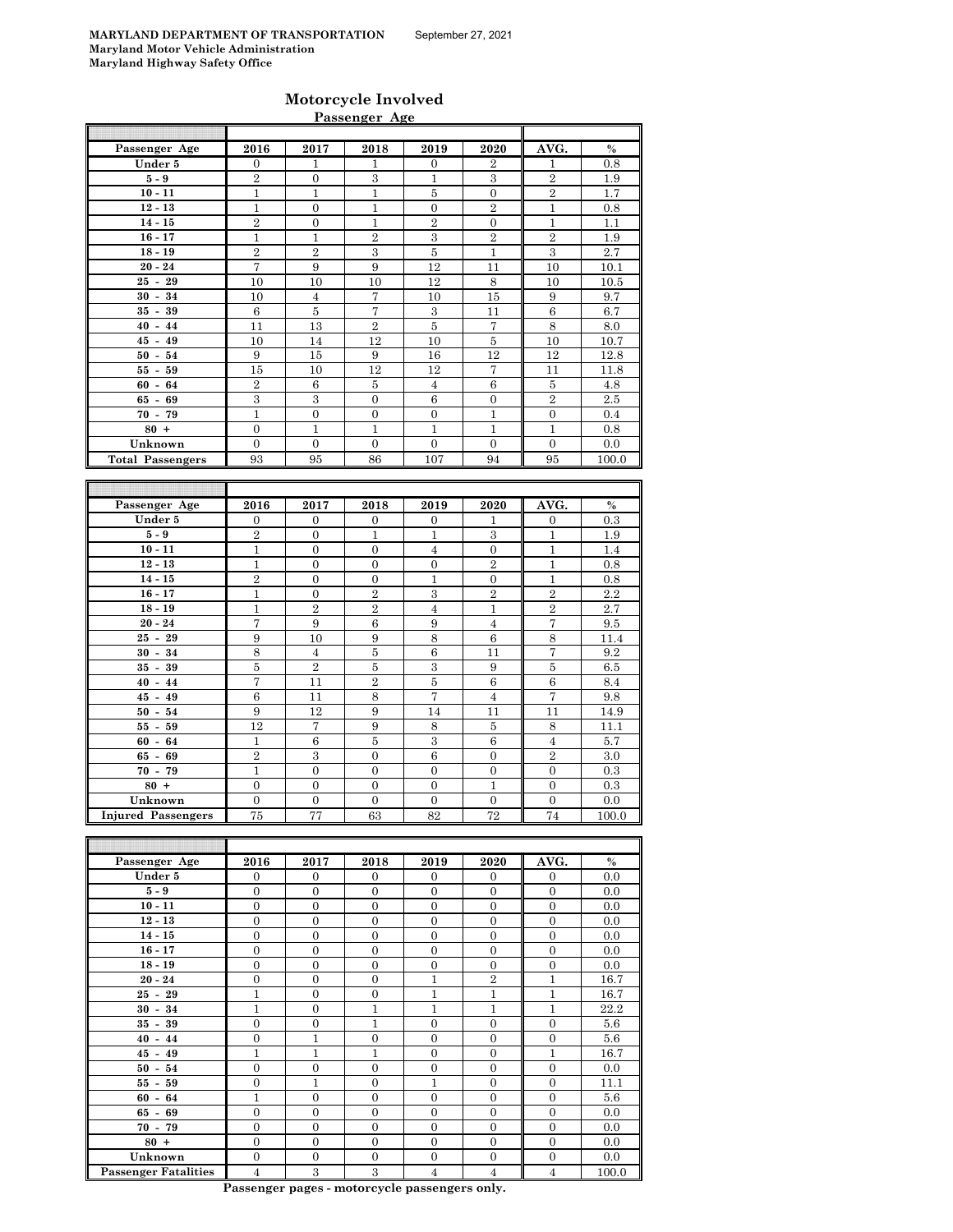MARYLAND DEPARTMENT OF TRANSPORTATION September 27, 2021
Maryland Motor Vehicle Administration
Maryland Highway Safety Office

## Motorcycle Involved

### Passenger Age

| Passenger Age | 2016 | 2017 | 2018 | 2019 | 2020 | AVG. | % |
|---|---|---|---|---|---|---|---|
| Under 5 | 0 | 1 | 1 | 0 | 2 | 1 | 0.8 |
| 5 - 9 | 2 | 0 | 3 | 1 | 3 | 2 | 1.9 |
| 10 - 11 | 1 | 1 | 1 | 5 | 0 | 2 | 1.7 |
| 12 - 13 | 1 | 0 | 1 | 0 | 2 | 1 | 0.8 |
| 14 - 15 | 2 | 0 | 1 | 2 | 0 | 1 | 1.1 |
| 16 - 17 | 1 | 1 | 2 | 3 | 2 | 2 | 1.9 |
| 18 - 19 | 2 | 2 | 3 | 5 | 1 | 3 | 2.7 |
| 20 - 24 | 7 | 9 | 9 | 12 | 11 | 10 | 10.1 |
| 25 - 29 | 10 | 10 | 10 | 12 | 8 | 10 | 10.5 |
| 30 - 34 | 10 | 4 | 7 | 10 | 15 | 9 | 9.7 |
| 35 - 39 | 6 | 5 | 7 | 3 | 11 | 6 | 6.7 |
| 40 - 44 | 11 | 13 | 2 | 5 | 7 | 8 | 8.0 |
| 45 - 49 | 10 | 14 | 12 | 10 | 5 | 10 | 10.7 |
| 50 - 54 | 9 | 15 | 9 | 16 | 12 | 12 | 12.8 |
| 55 - 59 | 15 | 10 | 12 | 12 | 7 | 11 | 11.8 |
| 60 - 64 | 2 | 6 | 5 | 4 | 6 | 5 | 4.8 |
| 65 - 69 | 3 | 3 | 0 | 6 | 0 | 2 | 2.5 |
| 70 - 79 | 1 | 0 | 0 | 0 | 1 | 0 | 0.4 |
| 80 + | 0 | 1 | 1 | 1 | 1 | 1 | 0.8 |
| Unknown | 0 | 0 | 0 | 0 | 0 | 0 | 0.0 |
| Total Passengers | 93 | 95 | 86 | 107 | 94 | 95 | 100.0 |

| Passenger Age | 2016 | 2017 | 2018 | 2019 | 2020 | AVG. | % |
|---|---|---|---|---|---|---|---|
| Under 5 | 0 | 0 | 0 | 0 | 1 | 0 | 0.3 |
| 5 - 9 | 2 | 0 | 1 | 1 | 3 | 1 | 1.9 |
| 10 - 11 | 1 | 0 | 0 | 4 | 0 | 1 | 1.4 |
| 12 - 13 | 1 | 0 | 0 | 0 | 2 | 1 | 0.8 |
| 14 - 15 | 2 | 0 | 0 | 1 | 0 | 1 | 0.8 |
| 16 - 17 | 1 | 0 | 2 | 3 | 2 | 2 | 2.2 |
| 18 - 19 | 1 | 2 | 2 | 4 | 1 | 2 | 2.7 |
| 20 - 24 | 7 | 9 | 6 | 9 | 4 | 7 | 9.5 |
| 25 - 29 | 9 | 10 | 9 | 8 | 6 | 8 | 11.4 |
| 30 - 34 | 8 | 4 | 5 | 6 | 11 | 7 | 9.2 |
| 35 - 39 | 5 | 2 | 5 | 3 | 9 | 5 | 6.5 |
| 40 - 44 | 7 | 11 | 2 | 5 | 6 | 6 | 8.4 |
| 45 - 49 | 6 | 11 | 8 | 7 | 4 | 7 | 9.8 |
| 50 - 54 | 9 | 12 | 9 | 14 | 11 | 11 | 14.9 |
| 55 - 59 | 12 | 7 | 9 | 8 | 5 | 8 | 11.1 |
| 60 - 64 | 1 | 6 | 5 | 3 | 6 | 4 | 5.7 |
| 65 - 69 | 2 | 3 | 0 | 6 | 0 | 2 | 3.0 |
| 70 - 79 | 1 | 0 | 0 | 0 | 0 | 0 | 0.3 |
| 80 + | 0 | 0 | 0 | 0 | 1 | 0 | 0.3 |
| Unknown | 0 | 0 | 0 | 0 | 0 | 0 | 0.0 |
| Injured Passengers | 75 | 77 | 63 | 82 | 72 | 74 | 100.0 |

| Passenger Age | 2016 | 2017 | 2018 | 2019 | 2020 | AVG. | % |
|---|---|---|---|---|---|---|---|
| Under 5 | 0 | 0 | 0 | 0 | 0 | 0 | 0.0 |
| 5 - 9 | 0 | 0 | 0 | 0 | 0 | 0 | 0.0 |
| 10 - 11 | 0 | 0 | 0 | 0 | 0 | 0 | 0.0 |
| 12 - 13 | 0 | 0 | 0 | 0 | 0 | 0 | 0.0 |
| 14 - 15 | 0 | 0 | 0 | 0 | 0 | 0 | 0.0 |
| 16 - 17 | 0 | 0 | 0 | 0 | 0 | 0 | 0.0 |
| 18 - 19 | 0 | 0 | 0 | 0 | 0 | 0 | 0.0 |
| 20 - 24 | 0 | 0 | 0 | 1 | 2 | 1 | 16.7 |
| 25 - 29 | 1 | 0 | 0 | 1 | 1 | 1 | 16.7 |
| 30 - 34 | 1 | 0 | 1 | 1 | 1 | 1 | 22.2 |
| 35 - 39 | 0 | 0 | 1 | 0 | 0 | 0 | 5.6 |
| 40 - 44 | 0 | 1 | 0 | 0 | 0 | 0 | 5.6 |
| 45 - 49 | 1 | 1 | 1 | 0 | 0 | 1 | 16.7 |
| 50 - 54 | 0 | 0 | 0 | 0 | 0 | 0 | 0.0 |
| 55 - 59 | 0 | 1 | 0 | 1 | 0 | 0 | 11.1 |
| 60 - 64 | 1 | 0 | 0 | 0 | 0 | 0 | 5.6 |
| 65 - 69 | 0 | 0 | 0 | 0 | 0 | 0 | 0.0 |
| 70 - 79 | 0 | 0 | 0 | 0 | 0 | 0 | 0.0 |
| 80 + | 0 | 0 | 0 | 0 | 0 | 0 | 0.0 |
| Unknown | 0 | 0 | 0 | 0 | 0 | 0 | 0.0 |
| Passenger Fatalities | 4 | 3 | 3 | 4 | 4 | 4 | 100.0 |

**Passenger pages - motorcycle passengers only.**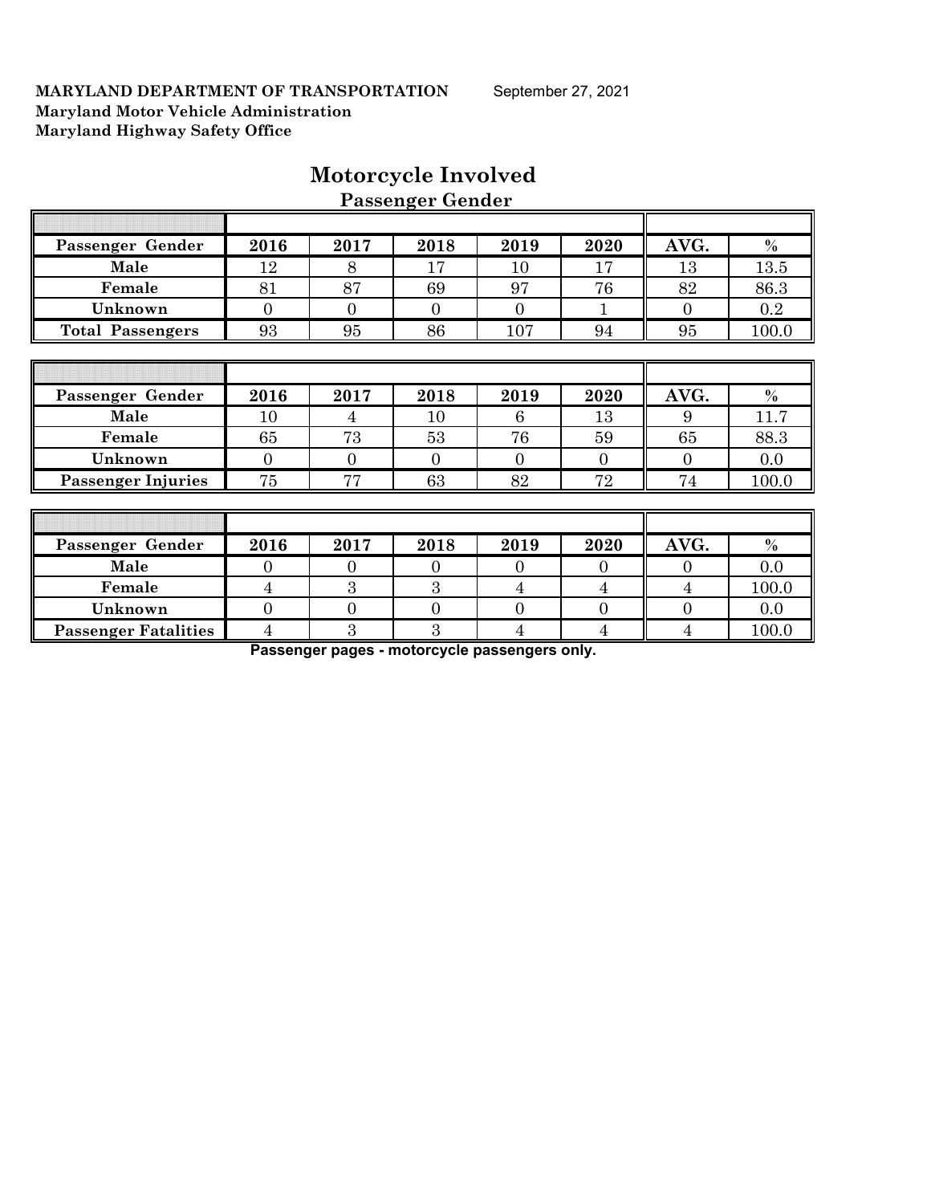**MARYLAND DEPARTMENT OF TRANSPORTATION** September 27, 2021
**Maryland Motor Vehicle Administration**
**Maryland Highway Safety Office**

# Motorcycle Involved

## Passenger Gender

| Passenger Gender | 2016 | 2017 | 2018 | 2019 | 2020 | AVG. | % |
|---|---|---|---|---|---|---|---|
| Male | 12 | 8 | 17 | 10 | 17 | 13 | 13.5 |
| Female | 81 | 87 | 69 | 97 | 76 | 82 | 86.3 |
| Unknown | 0 | 0 | 0 | 0 | 1 | 0 | 0.2 |
| Total Passengers | 93 | 95 | 86 | 107 | 94 | 95 | 100.0 |

| Passenger Gender | 2016 | 2017 | 2018 | 2019 | 2020 | AVG. | % |
|---|---|---|---|---|---|---|---|
| Male | 10 | 4 | 10 | 6 | 13 | 9 | 11.7 |
| Female | 65 | 73 | 53 | 76 | 59 | 65 | 88.3 |
| Unknown | 0 | 0 | 0 | 0 | 0 | 0 | 0.0 |
| Passenger Injuries | 75 | 77 | 63 | 82 | 72 | 74 | 100.0 |

| Passenger Gender | 2016 | 2017 | 2018 | 2019 | 2020 | AVG. | % |
|---|---|---|---|---|---|---|---|
| Male | 0 | 0 | 0 | 0 | 0 | 0 | 0.0 |
| Female | 4 | 3 | 3 | 4 | 4 | 4 | 100.0 |
| Unknown | 0 | 0 | 0 | 0 | 0 | 0 | 0.0 |
| Passenger Fatalities | 4 | 3 | 3 | 4 | 4 | 4 | 100.0 |

**Passenger pages - motorcycle passengers only.**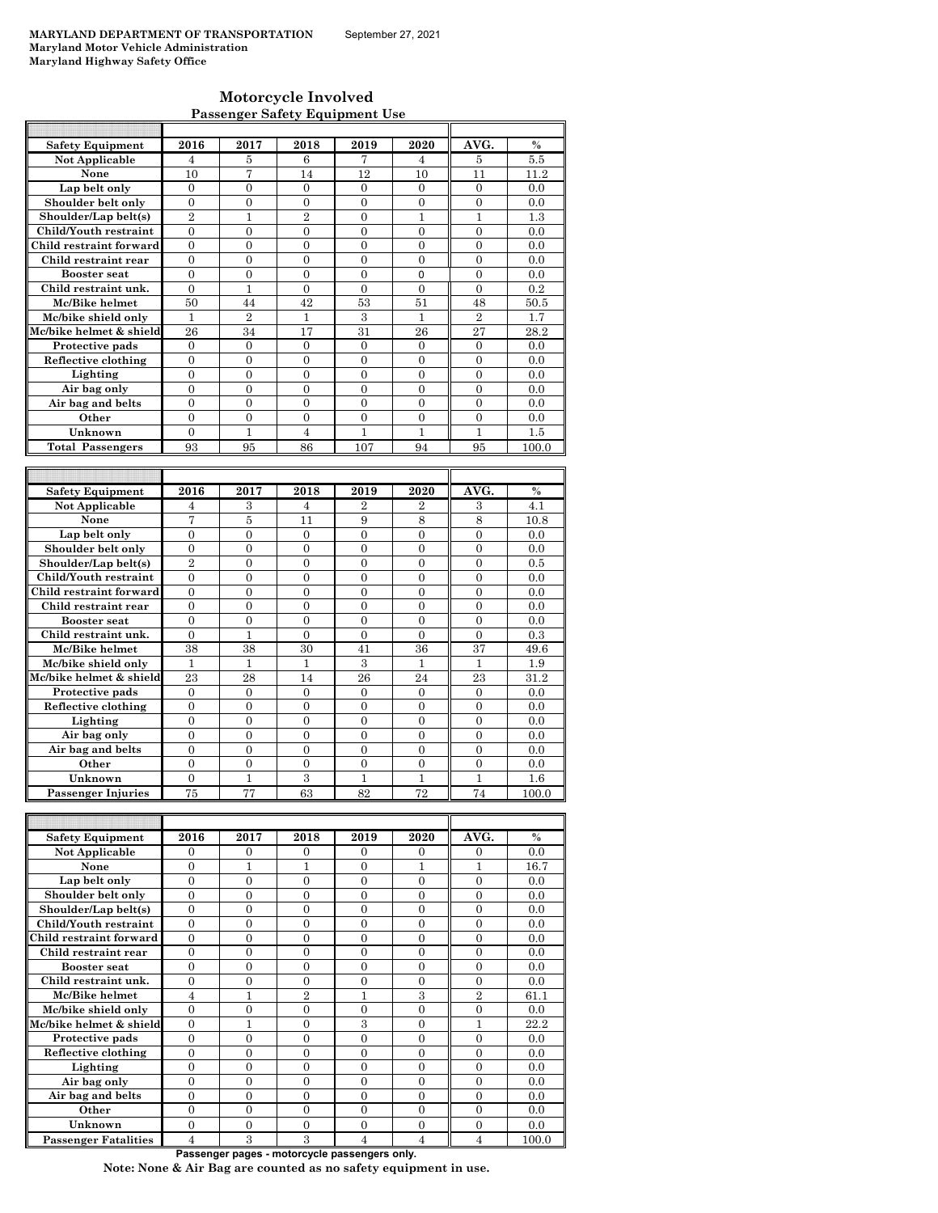**MARYLAND DEPARTMENT OF TRANSPORTATION** September 27, 2021
**Maryland Motor Vehicle Administration**
**Maryland Highway Safety Office**

## Motorcycle Involved

### Passenger Safety Equipment Use

| Safety Equipment | 2016 | 2017 | 2018 | 2019 | 2020 | AVG. | % |
|---|---|---|---|---|---|---|---|
| Not Applicable | 4 | 5 | 6 | 7 | 4 | 5 | 5.5 |
| None | 10 | 7 | 14 | 12 | 10 | 11 | 11.2 |
| Lap belt only | 0 | 0 | 0 | 0 | 0 | 0 | 0.0 |
| Shoulder belt only | 0 | 0 | 0 | 0 | 0 | 0 | 0.0 |
| Shoulder/Lap belt(s) | 2 | 1 | 2 | 0 | 1 | 1 | 1.3 |
| Child/Youth restraint | 0 | 0 | 0 | 0 | 0 | 0 | 0.0 |
| Child restraint forward | 0 | 0 | 0 | 0 | 0 | 0 | 0.0 |
| Child restraint rear | 0 | 0 | 0 | 0 | 0 | 0 | 0.0 |
| Booster seat | 0 | 0 | 0 | 0 | 0 | 0 | 0.0 |
| Child restraint unk. | 0 | 1 | 0 | 0 | 0 | 0 | 0.2 |
| Mc/Bike helmet | 50 | 44 | 42 | 53 | 51 | 48 | 50.5 |
| Mc/bike shield only | 1 | 2 | 1 | 3 | 1 | 2 | 1.7 |
| Mc/bike helmet & shield | 26 | 34 | 17 | 31 | 26 | 27 | 28.2 |
| Protective pads | 0 | 0 | 0 | 0 | 0 | 0 | 0.0 |
| Reflective clothing | 0 | 0 | 0 | 0 | 0 | 0 | 0.0 |
| Lighting | 0 | 0 | 0 | 0 | 0 | 0 | 0.0 |
| Air bag only | 0 | 0 | 0 | 0 | 0 | 0 | 0.0 |
| Air bag and belts | 0 | 0 | 0 | 0 | 0 | 0 | 0.0 |
| Other | 0 | 0 | 0 | 0 | 0 | 0 | 0.0 |
| Unknown | 0 | 1 | 4 | 1 | 1 | 1 | 1.5 |
| **Total Passengers** | 93 | 95 | 86 | 107 | 94 | 95 | 100.0 |

| Safety Equipment | 2016 | 2017 | 2018 | 2019 | 2020 | AVG. | % |
|---|---|---|---|---|---|---|---|
| Not Applicable | 4 | 3 | 4 | 2 | 2 | 3 | 4.1 |
| None | 7 | 5 | 11 | 9 | 8 | 8 | 10.8 |
| Lap belt only | 0 | 0 | 0 | 0 | 0 | 0 | 0.0 |
| Shoulder belt only | 0 | 0 | 0 | 0 | 0 | 0 | 0.0 |
| Shoulder/Lap belt(s) | 2 | 0 | 0 | 0 | 0 | 0 | 0.5 |
| Child/Youth restraint | 0 | 0 | 0 | 0 | 0 | 0 | 0.0 |
| Child restraint forward | 0 | 0 | 0 | 0 | 0 | 0 | 0.0 |
| Child restraint rear | 0 | 0 | 0 | 0 | 0 | 0 | 0.0 |
| Booster seat | 0 | 0 | 0 | 0 | 0 | 0 | 0.0 |
| Child restraint unk. | 0 | 1 | 0 | 0 | 0 | 0 | 0.3 |
| Mc/Bike helmet | 38 | 38 | 30 | 41 | 36 | 37 | 49.6 |
| Mc/bike shield only | 1 | 1 | 1 | 3 | 1 | 1 | 1.9 |
| Mc/bike helmet & shield | 23 | 28 | 14 | 26 | 24 | 23 | 31.2 |
| Protective pads | 0 | 0 | 0 | 0 | 0 | 0 | 0.0 |
| Reflective clothing | 0 | 0 | 0 | 0 | 0 | 0 | 0.0 |
| Lighting | 0 | 0 | 0 | 0 | 0 | 0 | 0.0 |
| Air bag only | 0 | 0 | 0 | 0 | 0 | 0 | 0.0 |
| Air bag and belts | 0 | 0 | 0 | 0 | 0 | 0 | 0.0 |
| Other | 0 | 0 | 0 | 0 | 0 | 0 | 0.0 |
| Unknown | 0 | 1 | 3 | 1 | 1 | 1 | 1.6 |
| **Passenger Injuries** | 75 | 77 | 63 | 82 | 72 | 74 | 100.0 |

| Safety Equipment | 2016 | 2017 | 2018 | 2019 | 2020 | AVG. | % |
|---|---|---|---|---|---|---|---|
| Not Applicable | 0 | 0 | 0 | 0 | 0 | 0 | 0.0 |
| None | 0 | 1 | 1 | 0 | 1 | 1 | 16.7 |
| Lap belt only | 0 | 0 | 0 | 0 | 0 | 0 | 0.0 |
| Shoulder belt only | 0 | 0 | 0 | 0 | 0 | 0 | 0.0 |
| Shoulder/Lap belt(s) | 0 | 0 | 0 | 0 | 0 | 0 | 0.0 |
| Child/Youth restraint | 0 | 0 | 0 | 0 | 0 | 0 | 0.0 |
| Child restraint forward | 0 | 0 | 0 | 0 | 0 | 0 | 0.0 |
| Child restraint rear | 0 | 0 | 0 | 0 | 0 | 0 | 0.0 |
| Booster seat | 0 | 0 | 0 | 0 | 0 | 0 | 0.0 |
| Child restraint unk. | 0 | 0 | 0 | 0 | 0 | 0 | 0.0 |
| Mc/Bike helmet | 4 | 1 | 2 | 1 | 3 | 2 | 61.1 |
| Mc/bike shield only | 0 | 0 | 0 | 0 | 0 | 0 | 0.0 |
| Mc/bike helmet & shield | 0 | 1 | 0 | 3 | 0 | 1 | 22.2 |
| Protective pads | 0 | 0 | 0 | 0 | 0 | 0 | 0.0 |
| Reflective clothing | 0 | 0 | 0 | 0 | 0 | 0 | 0.0 |
| Lighting | 0 | 0 | 0 | 0 | 0 | 0 | 0.0 |
| Air bag only | 0 | 0 | 0 | 0 | 0 | 0 | 0.0 |
| Air bag and belts | 0 | 0 | 0 | 0 | 0 | 0 | 0.0 |
| Other | 0 | 0 | 0 | 0 | 0 | 0 | 0.0 |
| Unknown | 0 | 0 | 0 | 0 | 0 | 0 | 0.0 |
| **Passenger Fatalities** | 4 | 3 | 3 | 4 | 4 | 4 | 100.0 |

**Passenger pages - motorcycle passengers only.**

**Note: None & Air Bag are counted as no safety equipment in use.**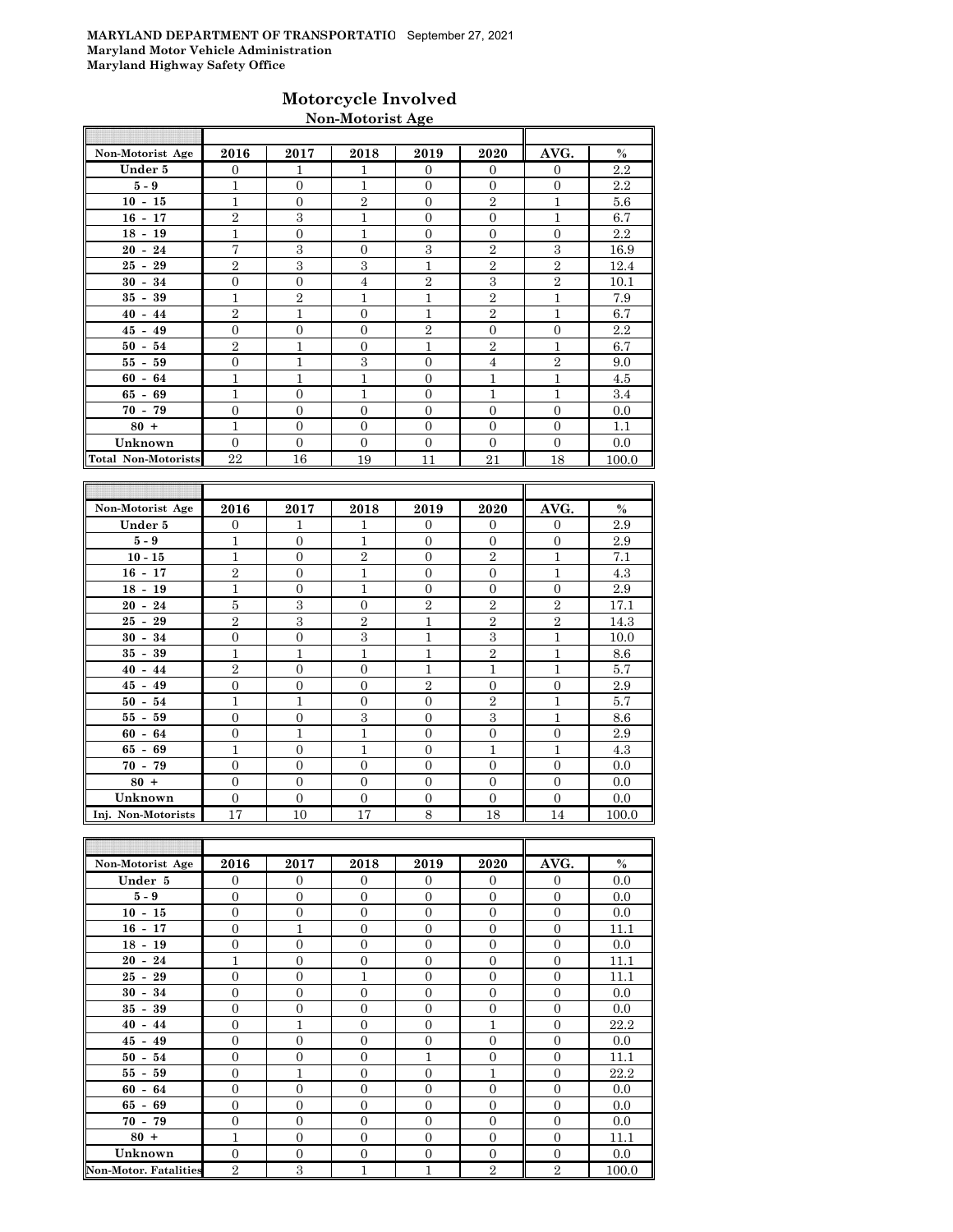MARYLAND DEPARTMENT OF TRANSPORTATIO September 27, 2021
Maryland Motor Vehicle Administration
Maryland Highway Safety Office

# Motorcycle Involved

## Non-Motorist Age

| Non-Motorist Age | 2016 | 2017 | 2018 | 2019 | 2020 | AVG. | % |
|---|---|---|---|---|---|---|---|
| Under 5 | 0 | 1 | 1 | 0 | 0 | 0 | 2.2 |
| 5 - 9 | 1 | 0 | 1 | 0 | 0 | 0 | 2.2 |
| 10 - 15 | 1 | 0 | 2 | 0 | 2 | 1 | 5.6 |
| 16 - 17 | 2 | 3 | 1 | 0 | 0 | 1 | 6.7 |
| 18 - 19 | 1 | 0 | 1 | 0 | 0 | 0 | 2.2 |
| 20 - 24 | 7 | 3 | 0 | 3 | 2 | 3 | 16.9 |
| 25 - 29 | 2 | 3 | 3 | 1 | 2 | 2 | 12.4 |
| 30 - 34 | 0 | 0 | 4 | 2 | 3 | 2 | 10.1 |
| 35 - 39 | 1 | 2 | 1 | 1 | 2 | 1 | 7.9 |
| 40 - 44 | 2 | 1 | 0 | 1 | 2 | 1 | 6.7 |
| 45 - 49 | 0 | 0 | 0 | 2 | 0 | 0 | 2.2 |
| 50 - 54 | 2 | 1 | 0 | 1 | 2 | 1 | 6.7 |
| 55 - 59 | 0 | 1 | 3 | 0 | 4 | 2 | 9.0 |
| 60 - 64 | 1 | 1 | 1 | 0 | 1 | 1 | 4.5 |
| 65 - 69 | 1 | 0 | 1 | 0 | 1 | 1 | 3.4 |
| 70 - 79 | 0 | 0 | 0 | 0 | 0 | 0 | 0.0 |
| 80 + | 1 | 0 | 0 | 0 | 0 | 0 | 1.1 |
| Unknown | 0 | 0 | 0 | 0 | 0 | 0 | 0.0 |
| Total Non-Motorists | 22 | 16 | 19 | 11 | 21 | 18 | 100.0 |

| Non-Motorist Age | 2016 | 2017 | 2018 | 2019 | 2020 | AVG. | % |
|---|---|---|---|---|---|---|---|
| Under 5 | 0 | 1 | 1 | 0 | 0 | 0 | 2.9 |
| 5 - 9 | 1 | 0 | 1 | 0 | 0 | 0 | 2.9 |
| 10 - 15 | 1 | 0 | 2 | 0 | 2 | 1 | 7.1 |
| 16 - 17 | 2 | 0 | 1 | 0 | 0 | 1 | 4.3 |
| 18 - 19 | 1 | 0 | 1 | 0 | 0 | 0 | 2.9 |
| 20 - 24 | 5 | 3 | 0 | 2 | 2 | 2 | 17.1 |
| 25 - 29 | 2 | 3 | 2 | 1 | 2 | 2 | 14.3 |
| 30 - 34 | 0 | 0 | 3 | 1 | 3 | 1 | 10.0 |
| 35 - 39 | 1 | 1 | 1 | 1 | 2 | 1 | 8.6 |
| 40 - 44 | 2 | 0 | 0 | 1 | 1 | 1 | 5.7 |
| 45 - 49 | 0 | 0 | 0 | 2 | 0 | 0 | 2.9 |
| 50 - 54 | 1 | 1 | 0 | 0 | 2 | 1 | 5.7 |
| 55 - 59 | 0 | 0 | 3 | 0 | 3 | 1 | 8.6 |
| 60 - 64 | 0 | 1 | 1 | 0 | 0 | 0 | 2.9 |
| 65 - 69 | 1 | 0 | 1 | 0 | 1 | 1 | 4.3 |
| 70 - 79 | 0 | 0 | 0 | 0 | 0 | 0 | 0.0 |
| 80 + | 0 | 0 | 0 | 0 | 0 | 0 | 0.0 |
| Unknown | 0 | 0 | 0 | 0 | 0 | 0 | 0.0 |
| Inj. Non-Motorists | 17 | 10 | 17 | 8 | 18 | 14 | 100.0 |

| Non-Motorist Age | 2016 | 2017 | 2018 | 2019 | 2020 | AVG. | % |
|---|---|---|---|---|---|---|---|
| Under 5 | 0 | 0 | 0 | 0 | 0 | 0 | 0.0 |
| 5 - 9 | 0 | 0 | 0 | 0 | 0 | 0 | 0.0 |
| 10 - 15 | 0 | 0 | 0 | 0 | 0 | 0 | 0.0 |
| 16 - 17 | 0 | 1 | 0 | 0 | 0 | 0 | 11.1 |
| 18 - 19 | 0 | 0 | 0 | 0 | 0 | 0 | 0.0 |
| 20 - 24 | 1 | 0 | 0 | 0 | 0 | 0 | 11.1 |
| 25 - 29 | 0 | 0 | 1 | 0 | 0 | 0 | 11.1 |
| 30 - 34 | 0 | 0 | 0 | 0 | 0 | 0 | 0.0 |
| 35 - 39 | 0 | 0 | 0 | 0 | 0 | 0 | 0.0 |
| 40 - 44 | 0 | 1 | 0 | 0 | 1 | 0 | 22.2 |
| 45 - 49 | 0 | 0 | 0 | 0 | 0 | 0 | 0.0 |
| 50 - 54 | 0 | 0 | 0 | 1 | 0 | 0 | 11.1 |
| 55 - 59 | 0 | 1 | 0 | 0 | 1 | 0 | 22.2 |
| 60 - 64 | 0 | 0 | 0 | 0 | 0 | 0 | 0.0 |
| 65 - 69 | 0 | 0 | 0 | 0 | 0 | 0 | 0.0 |
| 70 - 79 | 0 | 0 | 0 | 0 | 0 | 0 | 0.0 |
| 80 + | 1 | 0 | 0 | 0 | 0 | 0 | 11.1 |
| Unknown | 0 | 0 | 0 | 0 | 0 | 0 | 0.0 |
| Non-Motor. Fatalities | 2 | 3 | 1 | 1 | 2 | 2 | 100.0 |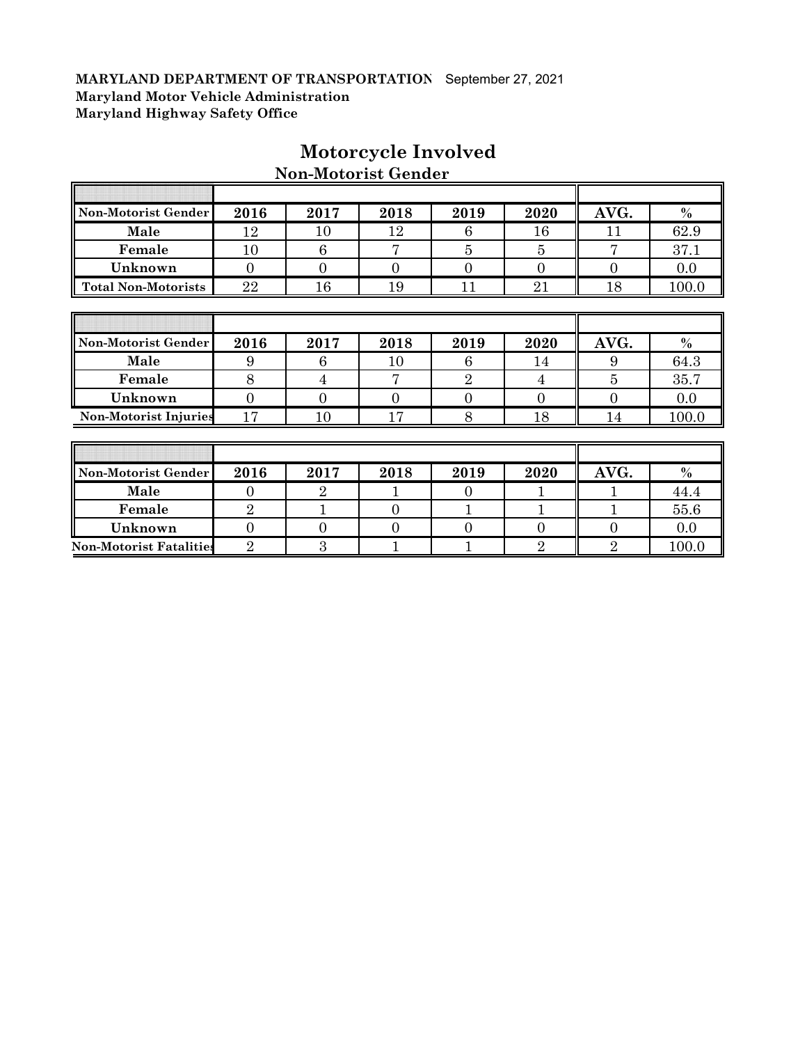**MARYLAND DEPARTMENT OF TRANSPORTATION** September 27, 2021
**Maryland Motor Vehicle Administration**
**Maryland Highway Safety Office**

# Motorcycle Involved

## Non-Motorist Gender

| Non-Motorist Gender | 2016 | 2017 | 2018 | 2019 | 2020 | AVG. | % |
|---|---|---|---|---|---|---|---|
| Male | 12 | 10 | 12 | 6 | 16 | 11 | 62.9 |
| Female | 10 | 6 | 7 | 5 | 5 | 7 | 37.1 |
| Unknown | 0 | 0 | 0 | 0 | 0 | 0 | 0.0 |
| Total Non-Motorists | 22 | 16 | 19 | 11 | 21 | 18 | 100.0 |

| Non-Motorist Gender | 2016 | 2017 | 2018 | 2019 | 2020 | AVG. | % |
|---|---|---|---|---|---|---|---|
| Male | 9 | 6 | 10 | 6 | 14 | 9 | 64.3 |
| Female | 8 | 4 | 7 | 2 | 4 | 5 | 35.7 |
| Unknown | 0 | 0 | 0 | 0 | 0 | 0 | 0.0 |
| Non-Motorist Injuries | 17 | 10 | 17 | 8 | 18 | 14 | 100.0 |

| Non-Motorist Gender | 2016 | 2017 | 2018 | 2019 | 2020 | AVG. | % |
|---|---|---|---|---|---|---|---|
| Male | 0 | 2 | 1 | 0 | 1 | 1 | 44.4 |
| Female | 2 | 1 | 0 | 1 | 1 | 1 | 55.6 |
| Unknown | 0 | 0 | 0 | 0 | 0 | 0 | 0.0 |
| Non-Motorist Fatalities | 2 | 3 | 1 | 1 | 2 | 2 | 100.0 |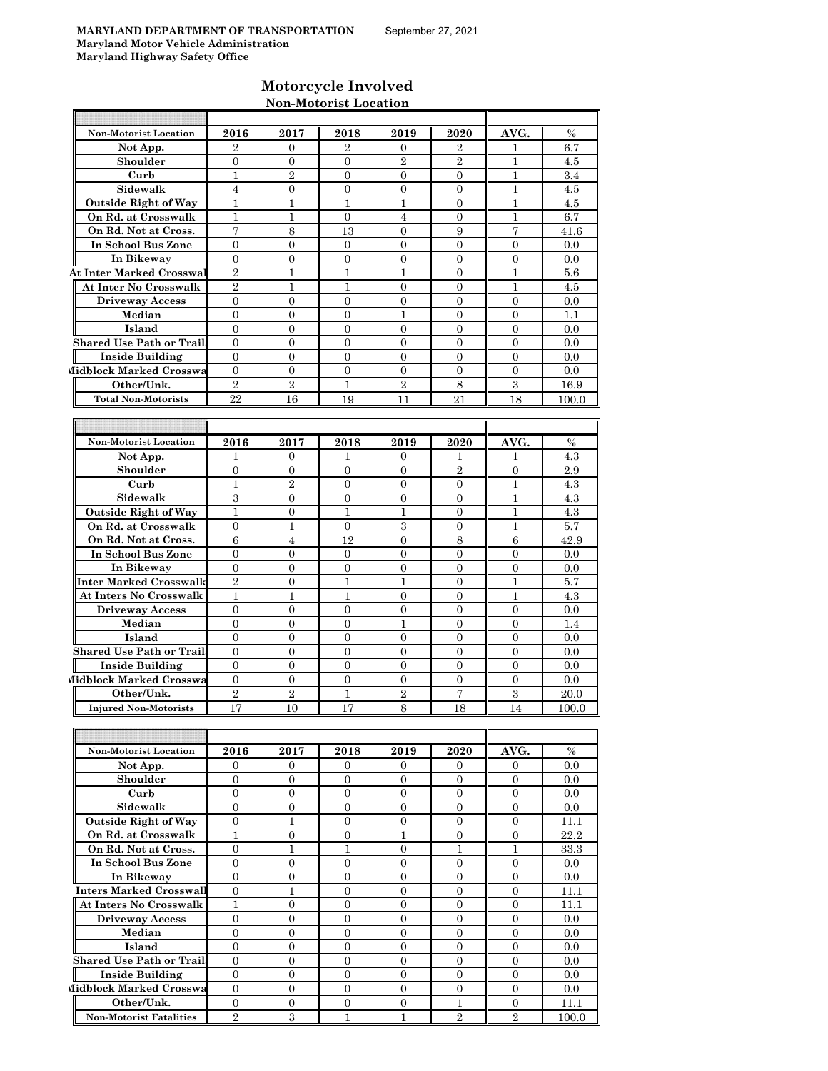**MARYLAND DEPARTMENT OF TRANSPORTATION** September 27, 2021
**Maryland Motor Vehicle Administration**
**Maryland Highway Safety Office**

# Motorcycle Involved

## Non-Motorist Location

| Non-Motorist Location | 2016 | 2017 | 2018 | 2019 | 2020 | AVG. | % |
|---|---|---|---|---|---|---|---|
| Not App. | 2 | 0 | 2 | 0 | 2 | 1 | 6.7 |
| Shoulder | 0 | 0 | 0 | 2 | 2 | 1 | 4.5 |
| Curb | 1 | 2 | 0 | 0 | 0 | 1 | 3.4 |
| Sidewalk | 4 | 0 | 0 | 0 | 0 | 1 | 4.5 |
| Outside Right of Way | 1 | 1 | 1 | 1 | 0 | 1 | 4.5 |
| On Rd. at Crosswalk | 1 | 1 | 0 | 4 | 0 | 1 | 6.7 |
| On Rd. Not at Cross. | 7 | 8 | 13 | 0 | 9 | 7 | 41.6 |
| In School Bus Zone | 0 | 0 | 0 | 0 | 0 | 0 | 0.0 |
| In Bikeway | 0 | 0 | 0 | 0 | 0 | 0 | 0.0 |
| At Inter Marked Crosswal | 2 | 1 | 1 | 1 | 0 | 1 | 5.6 |
| At Inter No Crosswalk | 2 | 1 | 1 | 0 | 0 | 1 | 4.5 |
| Driveway Access | 0 | 0 | 0 | 0 | 0 | 0 | 0.0 |
| Median | 0 | 0 | 0 | 1 | 0 | 0 | 1.1 |
| Island | 0 | 0 | 0 | 0 | 0 | 0 | 0.0 |
| Shared Use Path or Trails | 0 | 0 | 0 | 0 | 0 | 0 | 0.0 |
| Inside Building | 0 | 0 | 0 | 0 | 0 | 0 | 0.0 |
| Midblock Marked Crosswa | 0 | 0 | 0 | 0 | 0 | 0 | 0.0 |
| Other/Unk. | 2 | 2 | 1 | 2 | 8 | 3 | 16.9 |
| Total Non-Motorists | 22 | 16 | 19 | 11 | 21 | 18 | 100.0 |

| Non-Motorist Location | 2016 | 2017 | 2018 | 2019 | 2020 | AVG. | % |
|---|---|---|---|---|---|---|---|
| Not App. | 1 | 0 | 1 | 0 | 1 | 1 | 4.3 |
| Shoulder | 0 | 0 | 0 | 0 | 2 | 0 | 2.9 |
| Curb | 1 | 2 | 0 | 0 | 0 | 1 | 4.3 |
| Sidewalk | 3 | 0 | 0 | 0 | 0 | 1 | 4.3 |
| Outside Right of Way | 1 | 0 | 1 | 1 | 0 | 1 | 4.3 |
| On Rd. at Crosswalk | 0 | 1 | 0 | 3 | 0 | 1 | 5.7 |
| On Rd. Not at Cross. | 6 | 4 | 12 | 0 | 8 | 6 | 42.9 |
| In School Bus Zone | 0 | 0 | 0 | 0 | 0 | 0 | 0.0 |
| In Bikeway | 0 | 0 | 0 | 0 | 0 | 0 | 0.0 |
| Inter Marked Crosswalk | 2 | 0 | 1 | 1 | 0 | 1 | 5.7 |
| At Inters No Crosswalk | 1 | 1 | 1 | 0 | 0 | 1 | 4.3 |
| Driveway Access | 0 | 0 | 0 | 0 | 0 | 0 | 0.0 |
| Median | 0 | 0 | 0 | 1 | 0 | 0 | 1.4 |
| Island | 0 | 0 | 0 | 0 | 0 | 0 | 0.0 |
| Shared Use Path or Trails | 0 | 0 | 0 | 0 | 0 | 0 | 0.0 |
| Inside Building | 0 | 0 | 0 | 0 | 0 | 0 | 0.0 |
| Midblock Marked Crosswa | 0 | 0 | 0 | 0 | 0 | 0 | 0.0 |
| Other/Unk. | 2 | 2 | 1 | 2 | 7 | 3 | 20.0 |
| Injured Non-Motorists | 17 | 10 | 17 | 8 | 18 | 14 | 100.0 |

| Non-Motorist Location | 2016 | 2017 | 2018 | 2019 | 2020 | AVG. | % |
|---|---|---|---|---|---|---|---|
| Not App. | 0 | 0 | 0 | 0 | 0 | 0 | 0.0 |
| Shoulder | 0 | 0 | 0 | 0 | 0 | 0 | 0.0 |
| Curb | 0 | 0 | 0 | 0 | 0 | 0 | 0.0 |
| Sidewalk | 0 | 0 | 0 | 0 | 0 | 0 | 0.0 |
| Outside Right of Way | 0 | 1 | 0 | 0 | 0 | 0 | 11.1 |
| On Rd. at Crosswalk | 1 | 0 | 0 | 1 | 0 | 0 | 22.2 |
| On Rd. Not at Cross. | 0 | 1 | 1 | 0 | 1 | 1 | 33.3 |
| In School Bus Zone | 0 | 0 | 0 | 0 | 0 | 0 | 0.0 |
| In Bikeway | 0 | 0 | 0 | 0 | 0 | 0 | 0.0 |
| Inters Marked Crosswall | 0 | 1 | 0 | 0 | 0 | 0 | 11.1 |
| At Inters No Crosswalk | 1 | 0 | 0 | 0 | 0 | 0 | 11.1 |
| Driveway Access | 0 | 0 | 0 | 0 | 0 | 0 | 0.0 |
| Median | 0 | 0 | 0 | 0 | 0 | 0 | 0.0 |
| Island | 0 | 0 | 0 | 0 | 0 | 0 | 0.0 |
| Shared Use Path or Trails | 0 | 0 | 0 | 0 | 0 | 0 | 0.0 |
| Inside Building | 0 | 0 | 0 | 0 | 0 | 0 | 0.0 |
| Midblock Marked Crosswa | 0 | 0 | 0 | 0 | 0 | 0 | 0.0 |
| Other/Unk. | 0 | 0 | 0 | 0 | 1 | 0 | 11.1 |
| Non-Motorist Fatalities | 2 | 3 | 1 | 1 | 2 | 2 | 100.0 |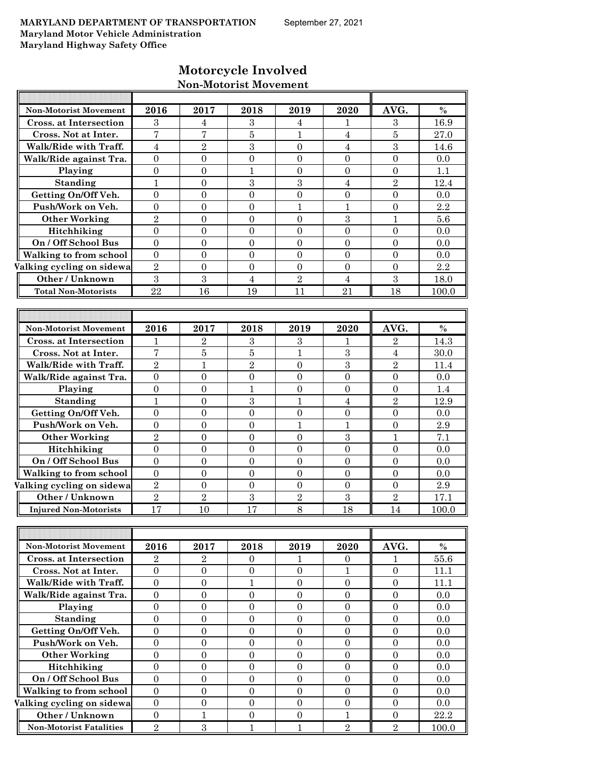**MARYLAND DEPARTMENT OF TRANSPORTATION** September 27, 2021
**Maryland Motor Vehicle Administration**
**Maryland Highway Safety Office**

## Motorcycle Involved

### Non-Motorist Movement

| Non-Motorist Movement | 2016 | 2017 | 2018 | 2019 | 2020 | AVG. | % |
|---|---|---|---|---|---|---|---|
| Cross. at Intersection | 3 | 4 | 3 | 4 | 1 | 3 | 16.9 |
| Cross. Not at Inter. | 7 | 7 | 5 | 1 | 4 | 5 | 27.0 |
| Walk/Ride with Traff. | 4 | 2 | 3 | 0 | 4 | 3 | 14.6 |
| Walk/Ride against Tra. | 0 | 0 | 0 | 0 | 0 | 0 | 0.0 |
| Playing | 0 | 0 | 1 | 0 | 0 | 0 | 1.1 |
| Standing | 1 | 0 | 3 | 3 | 4 | 2 | 12.4 |
| Getting On/Off Veh. | 0 | 0 | 0 | 0 | 0 | 0 | 0.0 |
| Push/Work on Veh. | 0 | 0 | 0 | 1 | 1 | 0 | 2.2 |
| Other Working | 2 | 0 | 0 | 0 | 3 | 1 | 5.6 |
| Hitchhiking | 0 | 0 | 0 | 0 | 0 | 0 | 0.0 |
| On / Off School Bus | 0 | 0 | 0 | 0 | 0 | 0 | 0.0 |
| Walking to from school | 0 | 0 | 0 | 0 | 0 | 0 | 0.0 |
| Walking cycling on sidewa | 2 | 0 | 0 | 0 | 0 | 0 | 2.2 |
| Other / Unknown | 3 | 3 | 4 | 2 | 4 | 3 | 18.0 |
| Total Non-Motorists | 22 | 16 | 19 | 11 | 21 | 18 | 100.0 |

| Non-Motorist Movement | 2016 | 2017 | 2018 | 2019 | 2020 | AVG. | % |
|---|---|---|---|---|---|---|---|
| Cross. at Intersection | 1 | 2 | 3 | 3 | 1 | 2 | 14.3 |
| Cross. Not at Inter. | 7 | 5 | 5 | 1 | 3 | 4 | 30.0 |
| Walk/Ride with Traff. | 2 | 1 | 2 | 0 | 3 | 2 | 11.4 |
| Walk/Ride against Tra. | 0 | 0 | 0 | 0 | 0 | 0 | 0.0 |
| Playing | 0 | 0 | 1 | 0 | 0 | 0 | 1.4 |
| Standing | 1 | 0 | 3 | 1 | 4 | 2 | 12.9 |
| Getting On/Off Veh. | 0 | 0 | 0 | 0 | 0 | 0 | 0.0 |
| Push/Work on Veh. | 0 | 0 | 0 | 1 | 1 | 0 | 2.9 |
| Other Working | 2 | 0 | 0 | 0 | 3 | 1 | 7.1 |
| Hitchhiking | 0 | 0 | 0 | 0 | 0 | 0 | 0.0 |
| On / Off School Bus | 0 | 0 | 0 | 0 | 0 | 0 | 0.0 |
| Walking to from school | 0 | 0 | 0 | 0 | 0 | 0 | 0.0 |
| Walking cycling on sidewa | 2 | 0 | 0 | 0 | 0 | 0 | 2.9 |
| Other / Unknown | 2 | 2 | 3 | 2 | 3 | 2 | 17.1 |
| Injured Non-Motorists | 17 | 10 | 17 | 8 | 18 | 14 | 100.0 |

| Non-Motorist Movement | 2016 | 2017 | 2018 | 2019 | 2020 | AVG. | % |
|---|---|---|---|---|---|---|---|
| Cross. at Intersection | 2 | 2 | 0 | 1 | 0 | 1 | 55.6 |
| Cross. Not at Inter. | 0 | 0 | 0 | 0 | 1 | 0 | 11.1 |
| Walk/Ride with Traff. | 0 | 0 | 1 | 0 | 0 | 0 | 11.1 |
| Walk/Ride against Tra. | 0 | 0 | 0 | 0 | 0 | 0 | 0.0 |
| Playing | 0 | 0 | 0 | 0 | 0 | 0 | 0.0 |
| Standing | 0 | 0 | 0 | 0 | 0 | 0 | 0.0 |
| Getting On/Off Veh. | 0 | 0 | 0 | 0 | 0 | 0 | 0.0 |
| Push/Work on Veh. | 0 | 0 | 0 | 0 | 0 | 0 | 0.0 |
| Other Working | 0 | 0 | 0 | 0 | 0 | 0 | 0.0 |
| Hitchhiking | 0 | 0 | 0 | 0 | 0 | 0 | 0.0 |
| On / Off School Bus | 0 | 0 | 0 | 0 | 0 | 0 | 0.0 |
| Walking to from school | 0 | 0 | 0 | 0 | 0 | 0 | 0.0 |
| Walking cycling on sidewa | 0 | 0 | 0 | 0 | 0 | 0 | 0.0 |
| Other / Unknown | 0 | 1 | 0 | 0 | 1 | 0 | 22.2 |
| Non-Motorist Fatalities | 2 | 3 | 1 | 1 | 2 | 2 | 100.0 |